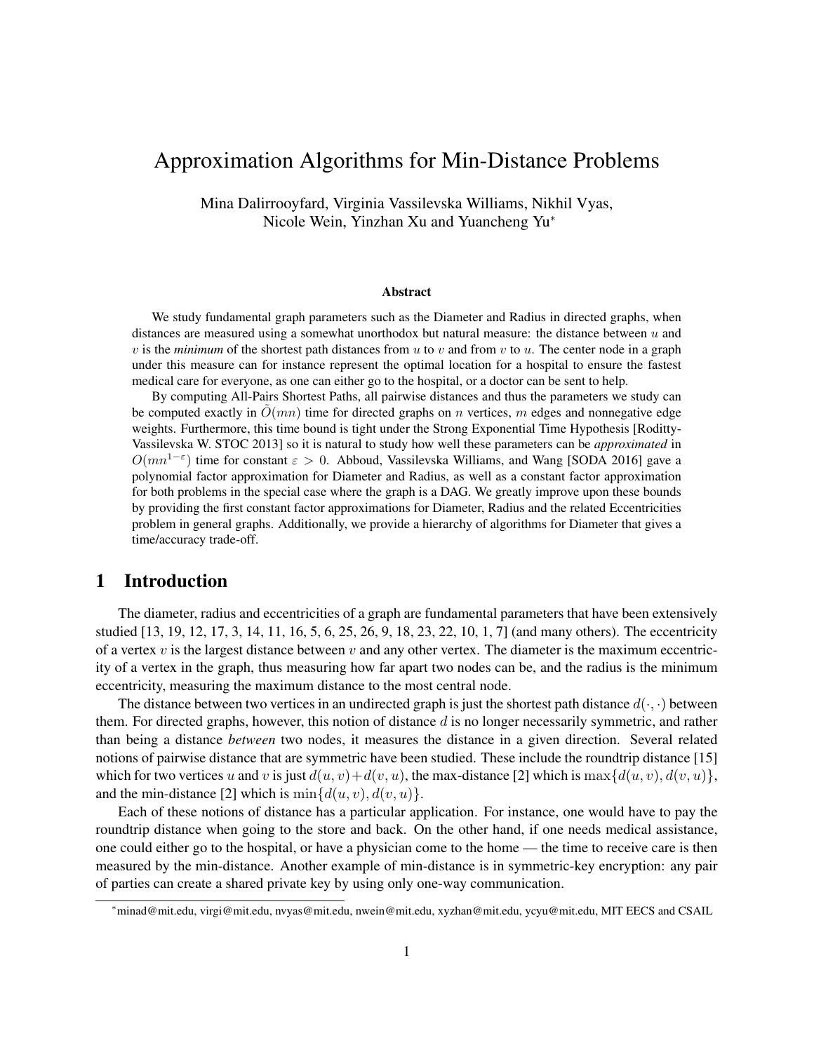# Approximation Algorithms for Min-Distance Problems

Mina Dalirrooyfard, Virginia Vassilevska Williams, Nikhil Vyas, Nicole Wein, Yinzhan Xu and Yuancheng Yu*

### Abstract

We study fundamental graph parameters such as the Diameter and Radius in directed graphs, when distances are measured using a somewhat unorthodox but natural measure: the distance between $u$ and $v$ is the ***minimum*** of the shortest path distances from $u$ to $v$ and from $v$ to $u$. The center node in a graph under this measure can for instance represent the optimal location for a hospital to ensure the fastest medical care for everyone, as one can either go to the hospital, or a doctor can be sent to help.

By computing All-Pairs Shortest Paths, all pairwise distances and thus the parameters we study can be computed exactly in $\tilde{O}(mn)$ time for directed graphs on $n$ vertices, $m$ edges and nonnegative edge weights. Furthermore, this time bound is tight under the Strong Exponential Time Hypothesis [Roditty-Vassilevska W. STOC 2013] so it is natural to study how well these parameters can be *approximated* in $O(mn^{1-\varepsilon})$ time for constant $\varepsilon > 0$. Abboud, Vassilevska Williams, and Wang [SODA 2016] gave a polynomial factor approximation for Diameter and Radius, as well as a constant factor approximation for both problems in the special case where the graph is a DAG. We greatly improve upon these bounds by providing the first constant factor approximations for Diameter, Radius and the related Eccentricities problem in general graphs. Additionally, we provide a hierarchy of algorithms for Diameter that gives a time/accuracy trade-off.

## 1 Introduction

The diameter, radius and eccentricities of a graph are fundamental parameters that have been extensively studied [13, 19, 12, 17, 3, 14, 11, 16, 5, 6, 25, 26, 9, 18, 23, 22, 10, 1, 7] (and many others). The eccentricity of a vertex $v$ is the largest distance between $v$ and any other vertex. The diameter is the maximum eccentricity of a vertex in the graph, thus measuring how far apart two nodes can be, and the radius is the minimum eccentricity, measuring the maximum distance to the most central node.

The distance between two vertices in an undirected graph is just the shortest path distance $d(\cdot, \cdot)$ between them. For directed graphs, however, this notion of distance $d$ is no longer necessarily symmetric, and rather than being a distance *between* two nodes, it measures the distance in a given direction. Several related notions of pairwise distance that are symmetric have been studied. These include the roundtrip distance [15] which for two vertices $u$ and $v$ is just $d(u, v)+d(v, u)$, the max-distance [2] which is $\max\{d(u, v), d(v, u)\}$, and the min-distance [2] which is $\min\{d(u, v), d(v, u)\}$.

Each of these notions of distance has a particular application. For instance, one would have to pay the roundtrip distance when going to the store and back. On the other hand, if one needs medical assistance, one could either go to the hospital, or have a physician come to the home — the time to receive care is then measured by the min-distance. Another example of min-distance is in symmetric-key encryption: any pair of parties can create a shared private key by using only one-way communication.

*minad@mit.edu, virgi@mit.edu, nvyas@mit.edu, nwein@mit.edu, xyzhan@mit.edu, ycyu@mit.edu, MIT EECS and CSAIL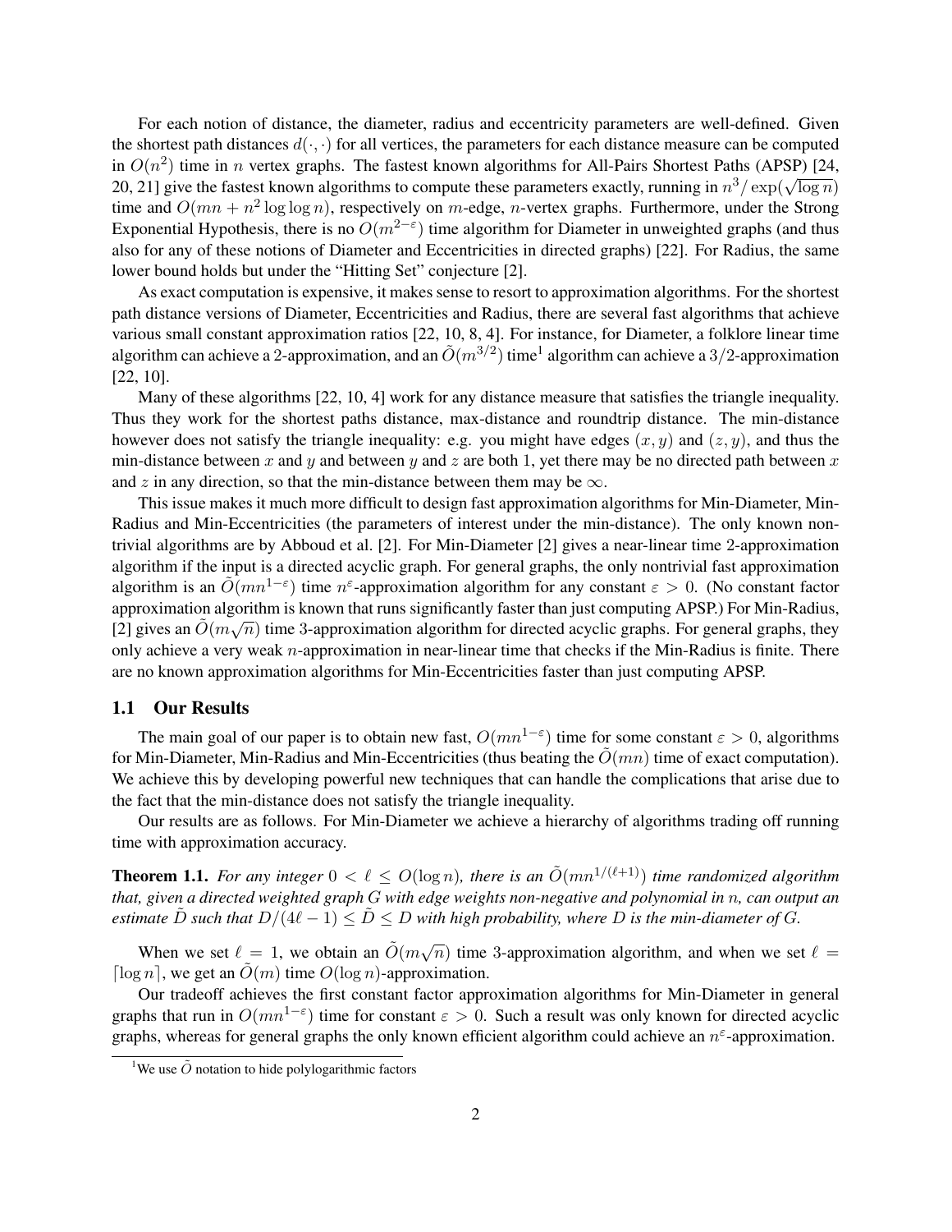For each notion of distance, the diameter, radius and eccentricity parameters are well-defined. Given the shortest path distances $d(\cdot,\cdot)$ for all vertices, the parameters for each distance measure can be computed in $O(n^2)$ time in $n$ vertex graphs. The fastest known algorithms for All-Pairs Shortest Paths (APSP) [24, 20, 21] give the fastest known algorithms to compute these parameters exactly, running in $n^3/\exp(\sqrt{\log n})$ time and $O(mn + n^2 \log\log n)$, respectively on $m$-edge, $n$-vertex graphs. Furthermore, under the Strong Exponential Hypothesis, there is no $O(m^{2-\varepsilon})$ time algorithm for Diameter in unweighted graphs (and thus also for any of these notions of Diameter and Eccentricities in directed graphs) [22]. For Radius, the same lower bound holds but under the "Hitting Set" conjecture [2].

As exact computation is expensive, it makes sense to resort to approximation algorithms. For the shortest path distance versions of Diameter, Eccentricities and Radius, there are several fast algorithms that achieve various small constant approximation ratios [22, 10, 8, 4]. For instance, for Diameter, a folklore linear time algorithm can achieve a 2-approximation, and an $\tilde{O}(m^{3/2})$ time[1] algorithm can achieve a $3/2$-approximation [22, 10].

Many of these algorithms [22, 10, 4] work for any distance measure that satisfies the triangle inequality. Thus they work for the shortest paths distance, max-distance and roundtrip distance. The min-distance however does not satisfy the triangle inequality: e.g. you might have edges $(x, y)$ and $(z, y)$, and thus the min-distance between $x$ and $y$ and between $y$ and $z$ are both 1, yet there may be no directed path between $x$ and $z$ in any direction, so that the min-distance between them may be $\infty$.

This issue makes it much more difficult to design fast approximation algorithms for Min-Diameter, Min-Radius and Min-Eccentricities (the parameters of interest under the min-distance). The only known non-trivial algorithms are by Abboud et al. [2]. For Min-Diameter [2] gives a near-linear time 2-approximation algorithm if the input is a directed acyclic graph. For general graphs, the only nontrivial fast approximation algorithm is an $\tilde{O}(mn^{1-\varepsilon})$ time $n^{\varepsilon}$-approximation algorithm for any constant $\varepsilon > 0$. (No constant factor approximation algorithm is known that runs significantly faster than just computing APSP.) For Min-Radius, [2] gives an $\tilde{O}(m\sqrt{n})$ time 3-approximation algorithm for directed acyclic graphs. For general graphs, they only achieve a very weak $n$-approximation in near-linear time that checks if the Min-Radius is finite. There are no known approximation algorithms for Min-Eccentricities faster than just computing APSP.

### 1.1 Our Results

The main goal of our paper is to obtain new fast, $O(mn^{1-\varepsilon})$ time for some constant $\varepsilon > 0$, algorithms for Min-Diameter, Min-Radius and Min-Eccentricities (thus beating the $\tilde{O}(mn)$ time of exact computation). We achieve this by developing powerful new techniques that can handle the complications that arise due to the fact that the min-distance does not satisfy the triangle inequality.

Our results are as follows. For Min-Diameter we achieve a hierarchy of algorithms trading off running time with approximation accuracy.

**Theorem 1.1.** *For any integer $0 < \ell \leq O(\log n)$, there is an $\tilde{O}(mn^{1/(\ell+1)})$ time randomized algorithm that, given a directed weighted graph $G$ with edge weights non-negative and polynomial in $n$, can output an estimate $\tilde{D}$ such that $D/(4\ell - 1) \leq \tilde{D} \leq D$ with high probability, where $D$ is the min-diameter of $G$.*

When we set $\ell = 1$, we obtain an $\tilde{O}(m\sqrt{n})$ time 3-approximation algorithm, and when we set $\ell = \lceil \log n \rceil$, we get an $\tilde{O}(m)$ time $O(\log n)$-approximation.

Our tradeoff achieves the first constant factor approximation algorithms for Min-Diameter in general graphs that run in $O(mn^{1-\varepsilon})$ time for constant $\varepsilon > 0$. Such a result was only known for directed acyclic graphs, whereas for general graphs the only known efficient algorithm could achieve an $n^{\varepsilon}$-approximation.

[1] We use $\tilde{O}$ notation to hide polylogarithmic factors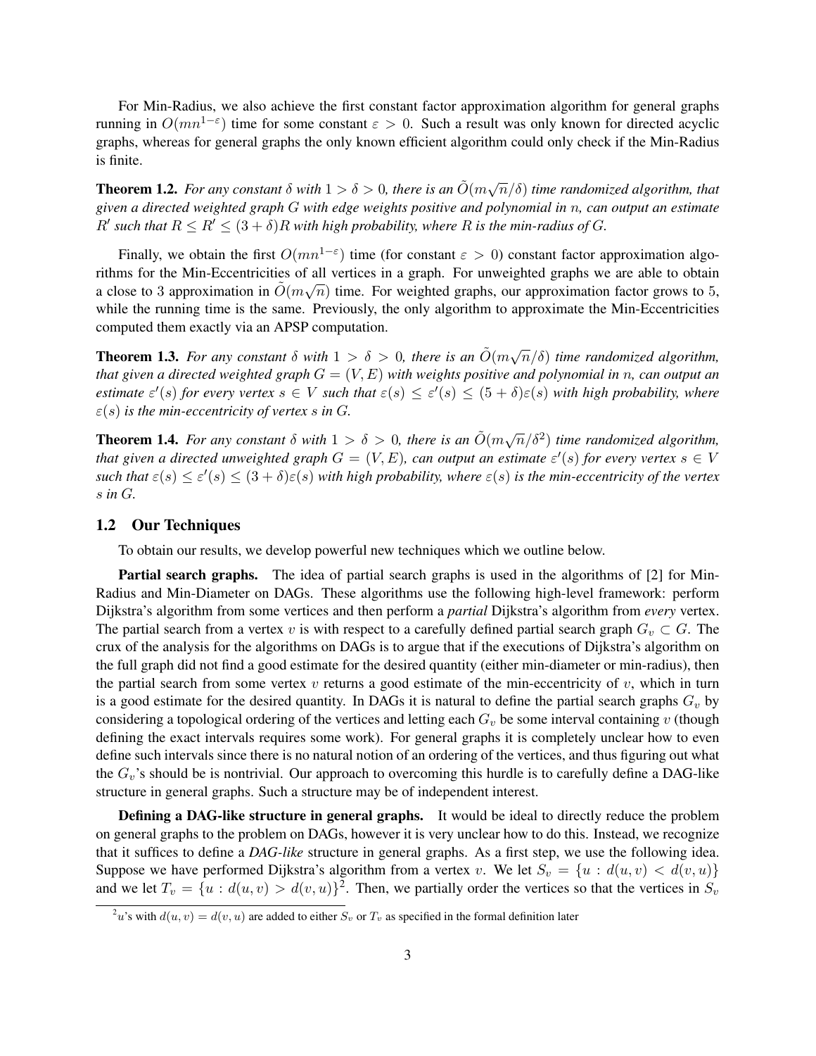For Min-Radius, we also achieve the first constant factor approximation algorithm for general graphs running in $O(mn^{1-\varepsilon})$ time for some constant $\varepsilon > 0$. Such a result was only known for directed acyclic graphs, whereas for general graphs the only known efficient algorithm could only check if the Min-Radius is finite.

**Theorem 1.2.** *For any constant $\delta$ with $1 > \delta > 0$, there is an $\tilde{O}(m\sqrt{n}/\delta)$ time randomized algorithm, that given a directed weighted graph $G$ with edge weights positive and polynomial in $n$, can output an estimate $R'$ such that $R \leq R' \leq (3+\delta)R$ with high probability, where $R$ is the min-radius of $G$.*

Finally, we obtain the first $O(mn^{1-\varepsilon})$ time (for constant $\varepsilon > 0$) constant factor approximation algorithms for the Min-Eccentricities of all vertices in a graph. For unweighted graphs we are able to obtain a close to 3 approximation in $\tilde{O}(m\sqrt{n})$ time. For weighted graphs, our approximation factor grows to 5, while the running time is the same. Previously, the only algorithm to approximate the Min-Eccentricities computed them exactly via an APSP computation.

**Theorem 1.3.** *For any constant $\delta$ with $1 > \delta > 0$, there is an $\tilde{O}(m\sqrt{n}/\delta)$ time randomized algorithm, that given a directed weighted graph $G = (V, E)$ with weights positive and polynomial in $n$, can output an estimate $\varepsilon'(s)$ for every vertex $s \in V$ such that $\varepsilon(s) \leq \varepsilon'(s) \leq (5+\delta)\varepsilon(s)$ with high probability, where $\varepsilon(s)$ is the min-eccentricity of vertex $s$ in $G$.*

**Theorem 1.4.** *For any constant $\delta$ with $1 > \delta > 0$, there is an $\tilde{O}(m\sqrt{n}/\delta^2)$ time randomized algorithm, that given a directed unweighted graph $G = (V, E)$, can output an estimate $\varepsilon'(s)$ for every vertex $s \in V$ such that $\varepsilon(s) \leq \varepsilon'(s) \leq (3+\delta)\varepsilon(s)$ with high probability, where $\varepsilon(s)$ is the min-eccentricity of the vertex $s$ in $G$.*

## 1.2 Our Techniques

To obtain our results, we develop powerful new techniques which we outline below.

**Partial search graphs.** The idea of partial search graphs is used in the algorithms of [2] for Min-Radius and Min-Diameter on DAGs. These algorithms use the following high-level framework: perform Dijkstra's algorithm from some vertices and then perform a *partial* Dijkstra's algorithm from *every* vertex. The partial search from a vertex $v$ is with respect to a carefully defined partial search graph $G_v \subset G$. The crux of the analysis for the algorithms on DAGs is to argue that if the executions of Dijkstra's algorithm on the full graph did not find a good estimate for the desired quantity (either min-diameter or min-radius), then the partial search from some vertex $v$ returns a good estimate of the min-eccentricity of $v$, which in turn is a good estimate for the desired quantity. In DAGs it is natural to define the partial search graphs $G_v$ by considering a topological ordering of the vertices and letting each $G_v$ be some interval containing $v$ (though defining the exact intervals requires some work). For general graphs it is completely unclear how to even define such intervals since there is no natural notion of an ordering of the vertices, and thus figuring out what the $G_v$'s should be is nontrivial. Our approach to overcoming this hurdle is to carefully define a DAG-like structure in general graphs. Such a structure may be of independent interest.

**Defining a DAG-like structure in general graphs.** It would be ideal to directly reduce the problem on general graphs to the problem on DAGs, however it is very unclear how to do this. Instead, we recognize that it suffices to define a ***DAG-like*** structure in general graphs. As a first step, we use the following idea. Suppose we have performed Dijkstra's algorithm from a vertex $v$. We let $S_v = \{u : d(u, v) < d(v, u)\}$ and we let $T_v = \{u : d(u, v) > d(v, u)\}$[2]. Then, we partially order the vertices so that the vertices in $S_v$

[2] $u$'s with $d(u, v) = d(v, u)$ are added to either $S_v$ or $T_v$ as specified in the formal definition later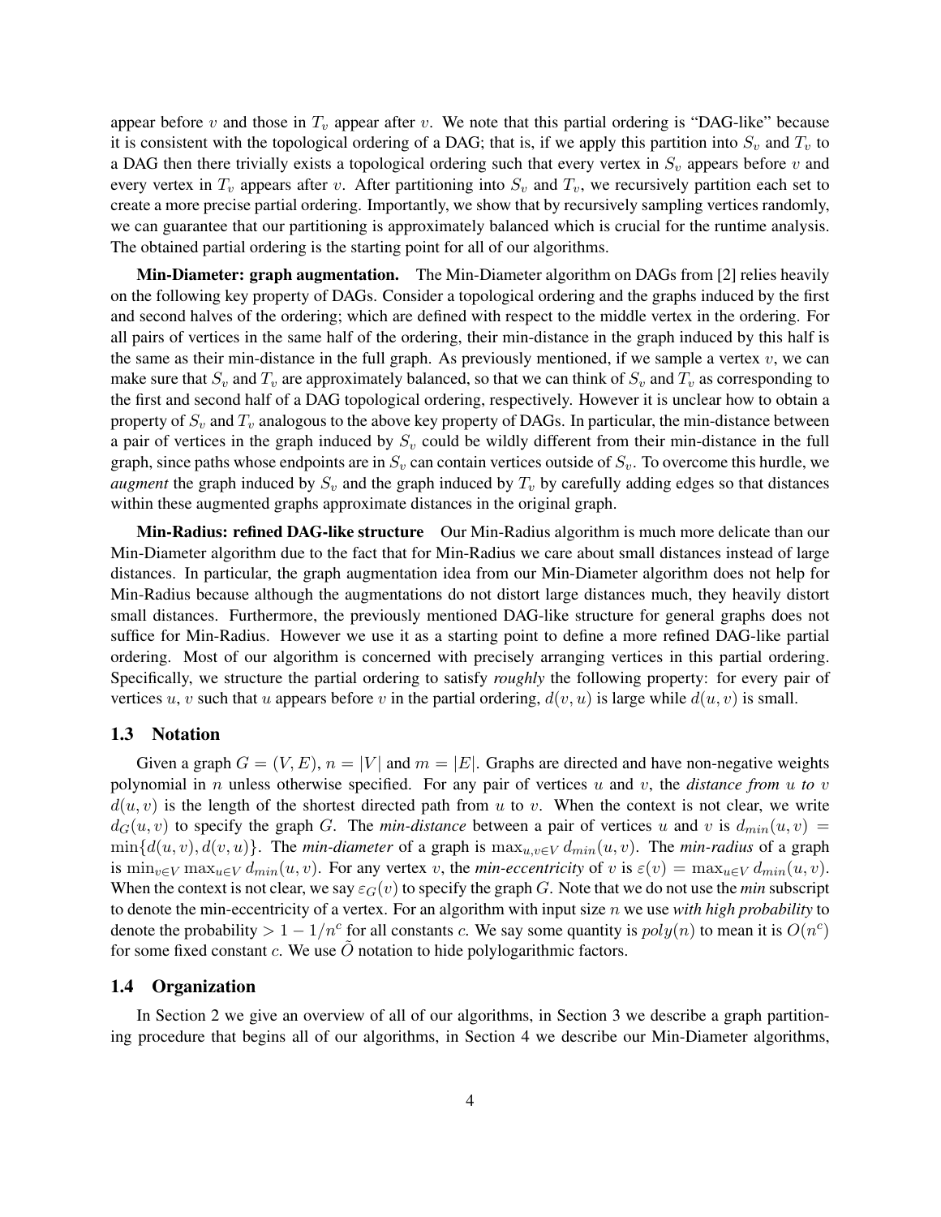appear before $v$ and those in $T_v$ appear after $v$. We note that this partial ordering is "DAG-like" because it is consistent with the topological ordering of a DAG; that is, if we apply this partition into $S_v$ and $T_v$ to a DAG then there trivially exists a topological ordering such that every vertex in $S_v$ appears before $v$ and every vertex in $T_v$ appears after $v$. After partitioning into $S_v$ and $T_v$, we recursively partition each set to create a more precise partial ordering. Importantly, we show that by recursively sampling vertices randomly, we can guarantee that our partitioning is approximately balanced which is crucial for the runtime analysis. The obtained partial ordering is the starting point for all of our algorithms.

**Min-Diameter: graph augmentation.** The Min-Diameter algorithm on DAGs from [2] relies heavily on the following key property of DAGs. Consider a topological ordering and the graphs induced by the first and second halves of the ordering; which are defined with respect to the middle vertex in the ordering. For all pairs of vertices in the same half of the ordering, their min-distance in the graph induced by this half is the same as their min-distance in the full graph. As previously mentioned, if we sample a vertex $v$, we can make sure that $S_v$ and $T_v$ are approximately balanced, so that we can think of $S_v$ and $T_v$ as corresponding to the first and second half of a DAG topological ordering, respectively. However it is unclear how to obtain a property of $S_v$ and $T_v$ analogous to the above key property of DAGs. In particular, the min-distance between a pair of vertices in the graph induced by $S_v$ could be wildly different from their min-distance in the full graph, since paths whose endpoints are in $S_v$ can contain vertices outside of $S_v$. To overcome this hurdle, we *augment* the graph induced by $S_v$ and the graph induced by $T_v$ by carefully adding edges so that distances within these augmented graphs approximate distances in the original graph.

**Min-Radius: refined DAG-like structure** Our Min-Radius algorithm is much more delicate than our Min-Diameter algorithm due to the fact that for Min-Radius we care about small distances instead of large distances. In particular, the graph augmentation idea from our Min-Diameter algorithm does not help for Min-Radius because although the augmentations do not distort large distances much, they heavily distort small distances. Furthermore, the previously mentioned DAG-like structure for general graphs does not suffice for Min-Radius. However we use it as a starting point to define a more refined DAG-like partial ordering. Most of our algorithm is concerned with precisely arranging vertices in this partial ordering. Specifically, we structure the partial ordering to satisfy *roughly* the following property: for every pair of vertices $u, v$ such that $u$ appears before $v$ in the partial ordering, $d(v, u)$ is large while $d(u, v)$ is small.

### 1.3 Notation

Given a graph $G = (V, E)$, $n = |V|$ and $m = |E|$. Graphs are directed and have non-negative weights polynomial in $n$ unless otherwise specified. For any pair of vertices $u$ and $v$, the *distance from $u$ to $v$* $d(u, v)$ is the length of the shortest directed path from $u$ to $v$. When the context is not clear, we write $d_G(u, v)$ to specify the graph $G$. The *min-distance* between a pair of vertices $u$ and $v$ is $d_{min}(u, v) = \min\{d(u, v), d(v, u)\}$. The *min-diameter* of a graph is $\max_{u,v \in V} d_{min}(u, v)$. The *min-radius* of a graph is $\min_{v \in V} \max_{u \in V} d_{min}(u, v)$. For any vertex $v$, the *min-eccentricity* of $v$ is $\varepsilon(v) = \max_{u \in V} d_{min}(u, v)$. When the context is not clear, we say $\varepsilon_G(v)$ to specify the graph $G$. Note that we do not use the *min* subscript to denote the min-eccentricity of a vertex. For an algorithm with input size $n$ we use *with high probability* to denote the probability $> 1 - 1/n^c$ for all constants $c$. We say some quantity is $poly(n)$ to mean it is $O(n^c)$ for some fixed constant $c$. We use $\tilde{O}$ notation to hide polylogarithmic factors.

### 1.4 Organization

In Section 2 we give an overview of all of our algorithms, in Section 3 we describe a graph partitioning procedure that begins all of our algorithms, in Section 4 we describe our Min-Diameter algorithms,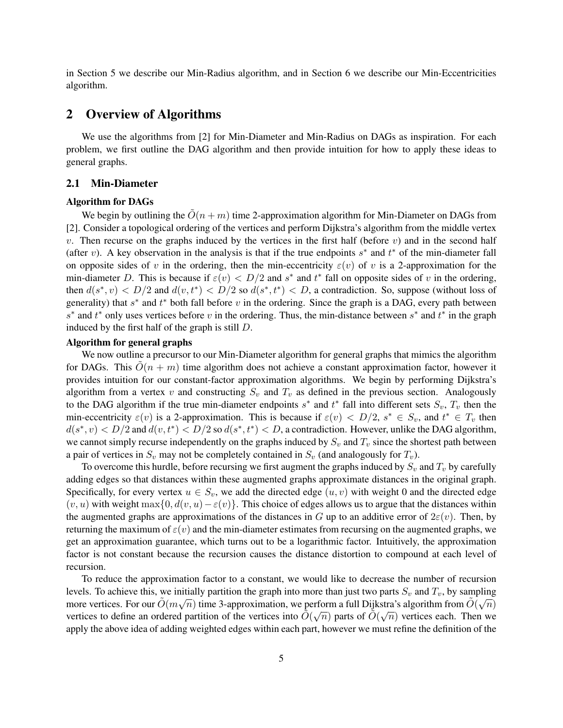in Section 5 we describe our Min-Radius algorithm, and in Section 6 we describe our Min-Eccentricities algorithm.

## 2 Overview of Algorithms

We use the algorithms from [2] for Min-Diameter and Min-Radius on DAGs as inspiration. For each problem, we first outline the DAG algorithm and then provide intuition for how to apply these ideas to general graphs.

### 2.1 Min-Diameter

**Algorithm for DAGs**

We begin by outlining the $\tilde{O}(n+m)$ time 2-approximation algorithm for Min-Diameter on DAGs from [2]. Consider a topological ordering of the vertices and perform Dijkstra's algorithm from the middle vertex $v$. Then recurse on the graphs induced by the vertices in the first half (before $v$) and in the second half (after $v$). A key observation in the analysis is that if the true endpoints $s^*$ and $t^*$ of the min-diameter fall on opposite sides of $v$ in the ordering, then the min-eccentricity $\varepsilon(v)$ of $v$ is a 2-approximation for the min-diameter $D$. This is because if $\varepsilon(v) < D/2$ and $s^*$ and $t^*$ fall on opposite sides of $v$ in the ordering, then $d(s^*, v) < D/2$ and $d(v, t^*) < D/2$ so $d(s^*, t^*) < D$, a contradiction. So, suppose (without loss of generality) that $s^*$ and $t^*$ both fall before $v$ in the ordering. Since the graph is a DAG, every path between $s^*$ and $t^*$ only uses vertices before $v$ in the ordering. Thus, the min-distance between $s^*$ and $t^*$ in the graph induced by the first half of the graph is still $D$.

**Algorithm for general graphs**

We now outline a precursor to our Min-Diameter algorithm for general graphs that mimics the algorithm for DAGs. This $\tilde{O}(n+m)$ time algorithm does not achieve a constant approximation factor, however it provides intuition for our constant-factor approximation algorithms. We begin by performing Dijkstra's algorithm from a vertex $v$ and constructing $S_v$ and $T_v$ as defined in the previous section. Analogously to the DAG algorithm if the true min-diameter endpoints $s^*$ and $t^*$ fall into different sets $S_v$, $T_v$ then the min-eccentricity $\varepsilon(v)$ is a 2-approximation. This is because if $\varepsilon(v) < D/2$, $s^* \in S_v$, and $t^* \in T_v$ then $d(s^*, v) < D/2$ and $d(v, t^*) < D/2$ so $d(s^*, t^*) < D$, a contradiction. However, unlike the DAG algorithm, we cannot simply recurse independently on the graphs induced by $S_v$ and $T_v$ since the shortest path between a pair of vertices in $S_v$ may not be completely contained in $S_v$ (and analogously for $T_v$).

To overcome this hurdle, before recursing we first augment the graphs induced by $S_v$ and $T_v$ by carefully adding edges so that distances within these augmented graphs approximate distances in the original graph. Specifically, for every vertex $u \in S_v$, we add the directed edge $(u, v)$ with weight 0 and the directed edge $(v, u)$ with weight $\max\{0, d(v, u) - \varepsilon(v)\}$. This choice of edges allows us to argue that the distances within the augmented graphs are approximations of the distances in $G$ up to an additive error of $2\varepsilon(v)$. Then, by returning the maximum of $\varepsilon(v)$ and the min-diameter estimates from recursing on the augmented graphs, we get an approximation guarantee, which turns out to be a logarithmic factor. Intuitively, the approximation factor is not constant because the recursion causes the distance distortion to compound at each level of recursion.

To reduce the approximation factor to a constant, we would like to decrease the number of recursion levels. To achieve this, we initially partition the graph into more than just two parts $S_v$ and $T_v$, by sampling more vertices. For our $\tilde{O}(m\sqrt{n})$ time 3-approximation, we perform a full Dijkstra's algorithm from $\tilde{O}(\sqrt{n})$ vertices to define an ordered partition of the vertices into $\tilde{O}(\sqrt{n})$ parts of $\tilde{O}(\sqrt{n})$ vertices each. Then we apply the above idea of adding weighted edges within each part, however we must refine the definition of the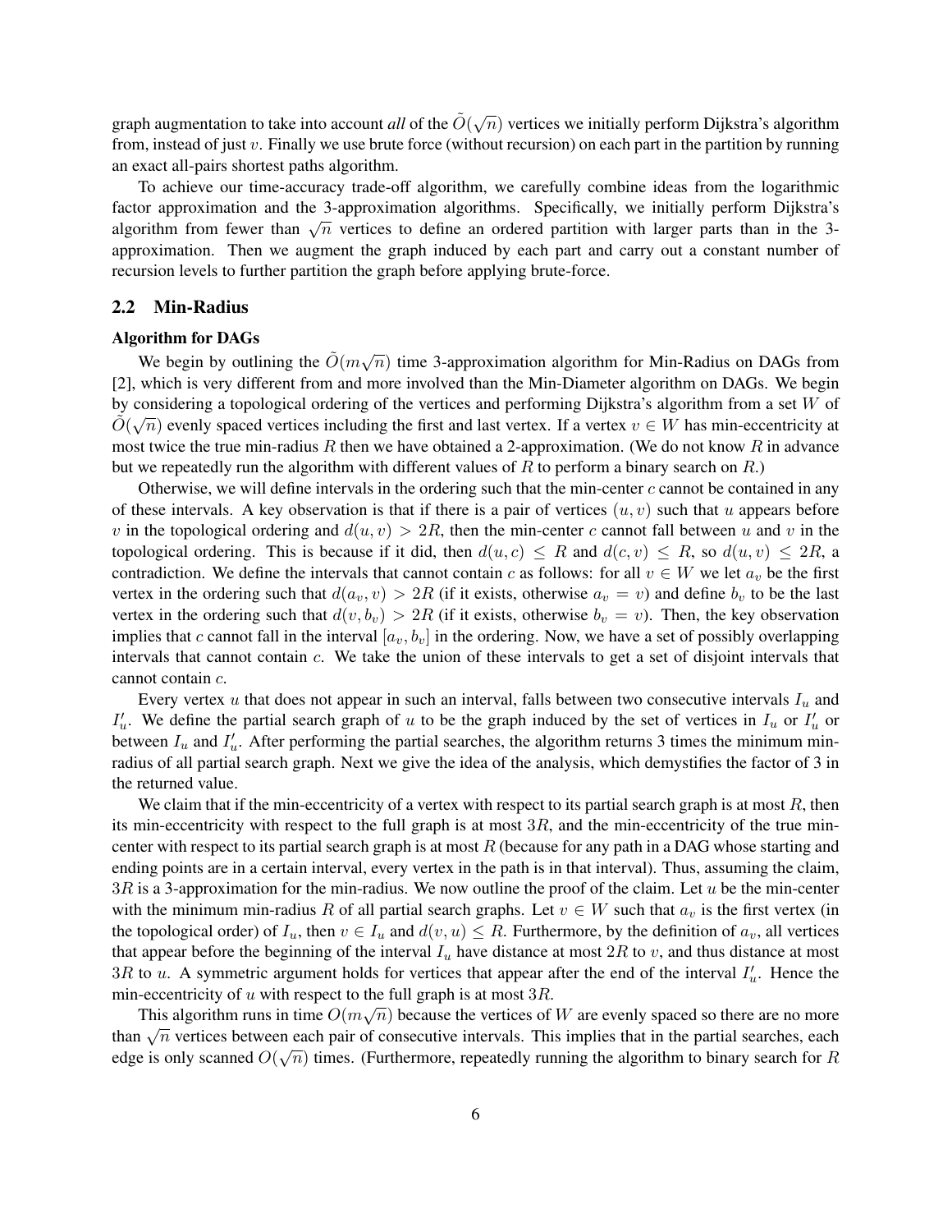graph augmentation to take into account *all* of the $\tilde{O}(\sqrt{n})$ vertices we initially perform Dijkstra's algorithm from, instead of just $v$. Finally we use brute force (without recursion) on each part in the partition by running an exact all-pairs shortest paths algorithm.

To achieve our time-accuracy trade-off algorithm, we carefully combine ideas from the logarithmic factor approximation and the 3-approximation algorithms. Specifically, we initially perform Dijkstra's algorithm from fewer than $\sqrt{n}$ vertices to define an ordered partition with larger parts than in the 3-approximation. Then we augment the graph induced by each part and carry out a constant number of recursion levels to further partition the graph before applying brute-force.

## 2.2 Min-Radius

**Algorithm for DAGs**

We begin by outlining the $\tilde{O}(m\sqrt{n})$ time 3-approximation algorithm for Min-Radius on DAGs from [2], which is very different from and more involved than the Min-Diameter algorithm on DAGs. We begin by considering a topological ordering of the vertices and performing Dijkstra's algorithm from a set $W$ of $\tilde{O}(\sqrt{n})$ evenly spaced vertices including the first and last vertex. If a vertex $v \in W$ has min-eccentricity at most twice the true min-radius $R$ then we have obtained a 2-approximation. (We do not know $R$ in advance but we repeatedly run the algorithm with different values of $R$ to perform a binary search on $R$.)

Otherwise, we will define intervals in the ordering such that the min-center $c$ cannot be contained in any of these intervals. A key observation is that if there is a pair of vertices $(u, v)$ such that $u$ appears before $v$ in the topological ordering and $d(u, v) > 2R$, then the min-center $c$ cannot fall between $u$ and $v$ in the topological ordering. This is because if it did, then $d(u, c) \leq R$ and $d(c, v) \leq R$, so $d(u, v) \leq 2R$, a contradiction. We define the intervals that cannot contain $c$ as follows: for all $v \in W$ we let $a_v$ be the first vertex in the ordering such that $d(a_v, v) > 2R$ (if it exists, otherwise $a_v = v$) and define $b_v$ to be the last vertex in the ordering such that $d(v, b_v) > 2R$ (if it exists, otherwise $b_v = v$). Then, the key observation implies that $c$ cannot fall in the interval $[a_v, b_v]$ in the ordering. Now, we have a set of possibly overlapping intervals that cannot contain $c$. We take the union of these intervals to get a set of disjoint intervals that cannot contain $c$.

Every vertex $u$ that does not appear in such an interval, falls between two consecutive intervals $I_u$ and $I'_u$. We define the partial search graph of $u$ to be the graph induced by the set of vertices in $I_u$ or $I'_u$ or between $I_u$ and $I'_u$. After performing the partial searches, the algorithm returns 3 times the minimum min-radius of all partial search graph. Next we give the idea of the analysis, which demystifies the factor of 3 in the returned value.

We claim that if the min-eccentricity of a vertex with respect to its partial search graph is at most $R$, then its min-eccentricity with respect to the full graph is at most $3R$, and the min-eccentricity of the true min-center with respect to its partial search graph is at most $R$ (because for any path in a DAG whose starting and ending points are in a certain interval, every vertex in the path is in that interval). Thus, assuming the claim, $3R$ is a 3-approximation for the min-radius. We now outline the proof of the claim. Let $u$ be the min-center with the minimum min-radius $R$ of all partial search graphs. Let $v \in W$ such that $a_v$ is the first vertex (in the topological order) of $I_u$, then $v \in I_u$ and $d(v, u) \leq R$. Furthermore, by the definition of $a_v$, all vertices that appear before the beginning of the interval $I_u$ have distance at most $2R$ to $v$, and thus distance at most $3R$ to $u$. A symmetric argument holds for vertices that appear after the end of the interval $I'_u$. Hence the min-eccentricity of $u$ with respect to the full graph is at most $3R$.

This algorithm runs in time $O(m\sqrt{n})$ because the vertices of $W$ are evenly spaced so there are no more than $\sqrt{n}$ vertices between each pair of consecutive intervals. This implies that in the partial searches, each edge is only scanned $O(\sqrt{n})$ times. (Furthermore, repeatedly running the algorithm to binary search for $R$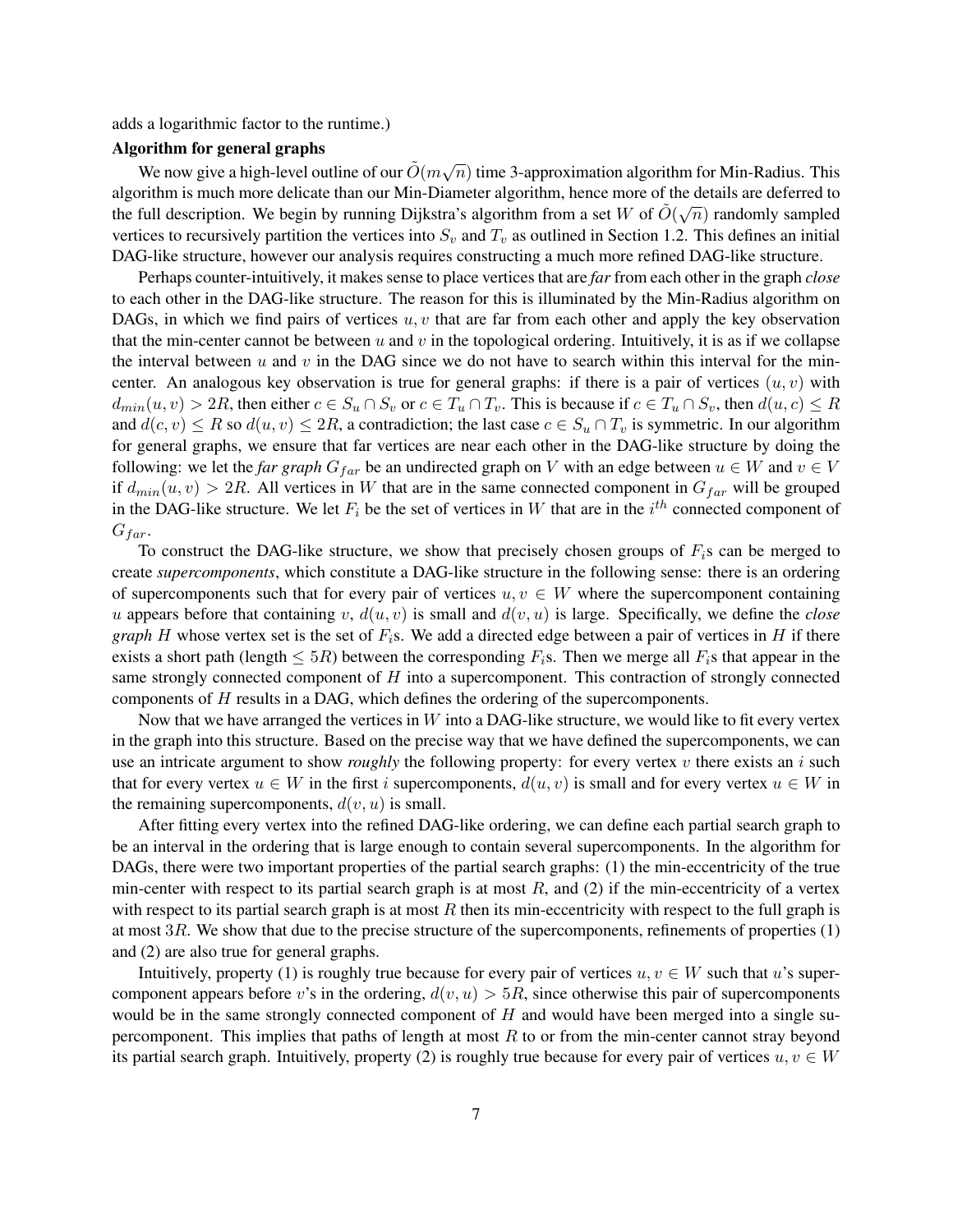adds a logarithmic factor to the runtime.)

**Algorithm for general graphs**

We now give a high-level outline of our $\tilde{O}(m\sqrt{n})$ time 3-approximation algorithm for Min-Radius. This algorithm is much more delicate than our Min-Diameter algorithm, hence more of the details are deferred to the full description. We begin by running Dijkstra's algorithm from a set $W$ of $\tilde{O}(\sqrt{n})$ randomly sampled vertices to recursively partition the vertices into $S_v$ and $T_v$ as outlined in Section 1.2. This defines an initial DAG-like structure, however our analysis requires constructing a much more refined DAG-like structure.

Perhaps counter-intuitively, it makes sense to place vertices that are *far* from each other in the graph *close* to each other in the DAG-like structure. The reason for this is illuminated by the Min-Radius algorithm on DAGs, in which we find pairs of vertices $u, v$ that are far from each other and apply the key observation that the min-center cannot be between $u$ and $v$ in the topological ordering. Intuitively, it is as if we collapse the interval between $u$ and $v$ in the DAG since we do not have to search within this interval for the min-center. An analogous key observation is true for general graphs: if there is a pair of vertices $(u, v)$ with $d_{min}(u, v) > 2R$, then either $c \in S_u \cap S_v$ or $c \in T_u \cap T_v$. This is because if $c \in T_u \cap S_v$, then $d(u, c) \leq R$ and $d(c, v) \leq R$ so $d(u, v) \leq 2R$, a contradiction; the last case $c \in S_u \cap T_v$ is symmetric. In our algorithm for general graphs, we ensure that far vertices are near each other in the DAG-like structure by doing the following: we let the *far graph* $G_{far}$ be an undirected graph on $V$ with an edge between $u \in W$ and $v \in V$ if $d_{min}(u, v) > 2R$. All vertices in $W$ that are in the same connected component in $G_{far}$ will be grouped in the DAG-like structure. We let $F_i$ be the set of vertices in $W$ that are in the $i^{th}$ connected component of $G_{far}$.

To construct the DAG-like structure, we show that precisely chosen groups of $F_i$s can be merged to create *supercomponents*, which constitute a DAG-like structure in the following sense: there is an ordering of supercomponents such that for every pair of vertices $u, v \in W$ where the supercomponent containing $u$ appears before that containing $v$, $d(u, v)$ is small and $d(v, u)$ is large. Specifically, we define the *close graph* $H$ whose vertex set is the set of $F_i$s. We add a directed edge between a pair of vertices in $H$ if there exists a short path (length $\leq 5R$) between the corresponding $F_i$s. Then we merge all $F_i$s that appear in the same strongly connected component of $H$ into a supercomponent. This contraction of strongly connected components of $H$ results in a DAG, which defines the ordering of the supercomponents.

Now that we have arranged the vertices in $W$ into a DAG-like structure, we would like to fit every vertex in the graph into this structure. Based on the precise way that we have defined the supercomponents, we can use an intricate argument to show *roughly* the following property: for every vertex $v$ there exists an $i$ such that for every vertex $u \in W$ in the first $i$ supercomponents, $d(u, v)$ is small and for every vertex $u \in W$ in the remaining supercomponents, $d(v, u)$ is small.

After fitting every vertex into the refined DAG-like ordering, we can define each partial search graph to be an interval in the ordering that is large enough to contain several supercomponents. In the algorithm for DAGs, there were two important properties of the partial search graphs: (1) the min-eccentricity of the true min-center with respect to its partial search graph is at most $R$, and (2) if the min-eccentricity of a vertex with respect to its partial search graph is at most $R$ then its min-eccentricity with respect to the full graph is at most $3R$. We show that due to the precise structure of the supercomponents, refinements of properties (1) and (2) are also true for general graphs.

Intuitively, property (1) is roughly true because for every pair of vertices $u, v \in W$ such that $u$'s supercomponent appears before $v$'s in the ordering, $d(v, u) > 5R$, since otherwise this pair of supercomponents would be in the same strongly connected component of $H$ and would have been merged into a single supercomponent. This implies that paths of length at most $R$ to or from the min-center cannot stray beyond its partial search graph. Intuitively, property (2) is roughly true because for every pair of vertices $u, v \in W$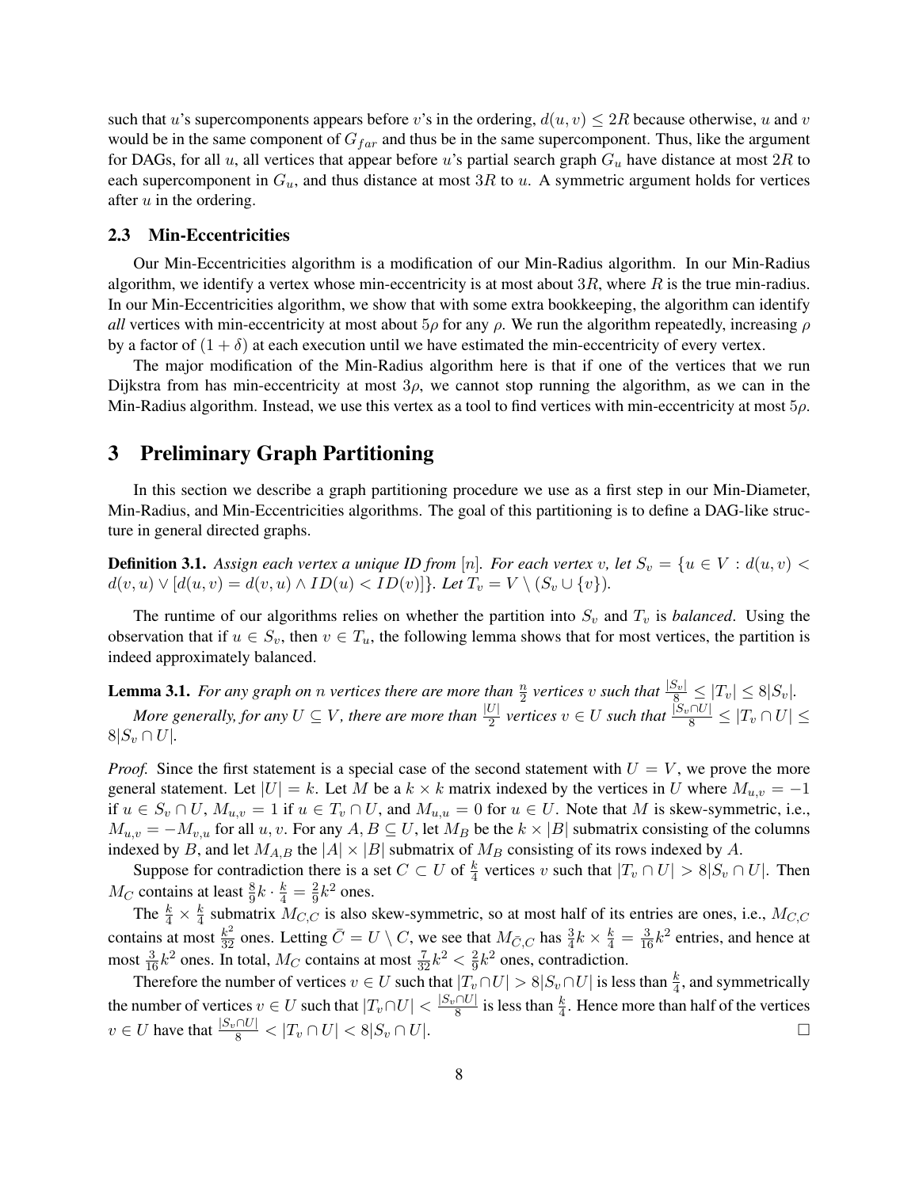such that $u$'s supercomponents appears before $v$'s in the ordering, $d(u,v) \leq 2R$ because otherwise, $u$ and $v$ would be in the same component of $G_{far}$ and thus be in the same supercomponent. Thus, like the argument for DAGs, for all $u$, all vertices that appear before $u$'s partial search graph $G_u$ have distance at most $2R$ to each supercomponent in $G_u$, and thus distance at most $3R$ to $u$. A symmetric argument holds for vertices after $u$ in the ordering.

### 2.3 Min-Eccentricities

Our Min-Eccentricities algorithm is a modification of our Min-Radius algorithm. In our Min-Radius algorithm, we identify a vertex whose min-eccentricity is at most about $3R$, where $R$ is the true min-radius. In our Min-Eccentricities algorithm, we show that with some extra bookkeeping, the algorithm can identify *all* vertices with min-eccentricity at most about $5\rho$ for any $\rho$. We run the algorithm repeatedly, increasing $\rho$ by a factor of $(1+\delta)$ at each execution until we have estimated the min-eccentricity of every vertex.

The major modification of the Min-Radius algorithm here is that if one of the vertices that we run Dijkstra from has min-eccentricity at most $3\rho$, we cannot stop running the algorithm, as we can in the Min-Radius algorithm. Instead, we use this vertex as a tool to find vertices with min-eccentricity at most $5\rho$.

## 3 Preliminary Graph Partitioning

In this section we describe a graph partitioning procedure we use as a first step in our Min-Diameter, Min-Radius, and Min-Eccentricities algorithms. The goal of this partitioning is to define a DAG-like structure in general directed graphs.

**Definition 3.1.** *Assign each vertex a unique ID from $[n]$. For each vertex $v$, let $S_v = \{u \in V : d(u,v) < d(v,u) \vee [d(u,v) = d(v,u) \wedge ID(u) < ID(v)]\}$. Let $T_v = V \setminus (S_v \cup \{v\})$.*

The runtime of our algorithms relies on whether the partition into $S_v$ and $T_v$ is *balanced*. Using the observation that if $u \in S_v$, then $v \in T_u$, the following lemma shows that for most vertices, the partition is indeed approximately balanced.

**Lemma 3.1.** *For any graph on $n$ vertices there are more than $\frac{n}{2}$ vertices $v$ such that $\frac{|S_v|}{8} \leq |T_v| \leq 8|S_v|$.*

*More generally, for any $U \subseteq V$, there are more than $\frac{|U|}{2}$ vertices $v \in U$ such that $\frac{|S_v \cap U|}{8} \leq |T_v \cap U| \leq 8|S_v \cap U|$.*

*Proof.* Since the first statement is a special case of the second statement with $U = V$, we prove the more general statement. Let $|U| = k$. Let $M$ be a $k \times k$ matrix indexed by the vertices in $U$ where $M_{u,v} = -1$ if $u \in S_v \cap U$, $M_{u,v} = 1$ if $u \in T_v \cap U$, and $M_{u,u} = 0$ for $u \in U$. Note that $M$ is skew-symmetric, i.e., $M_{u,v} = -M_{v,u}$ for all $u, v$. For any $A, B \subseteq U$, let $M_B$ be the $k \times |B|$ submatrix consisting of the columns indexed by $B$, and let $M_{A,B}$ the $|A| \times |B|$ submatrix of $M_B$ consisting of its rows indexed by $A$.

Suppose for contradiction there is a set $C \subset U$ of $\frac{k}{4}$ vertices $v$ such that $|T_v \cap U| > 8|S_v \cap U|$. Then $M_C$ contains at least $\frac{8}{9}k \cdot \frac{k}{4} = \frac{2}{9}k^2$ ones.

The $\frac{k}{4} \times \frac{k}{4}$ submatrix $M_{C,C}$ is also skew-symmetric, so at most half of its entries are ones, i.e., $M_{C,C}$ contains at most $\frac{k^2}{32}$ ones. Letting $\bar{C} = U \setminus C$, we see that $M_{\bar{C},C}$ has $\frac{3}{4}k \times \frac{k}{4} = \frac{3}{16}k^2$ entries, and hence at most $\frac{3}{16}k^2$ ones. In total, $M_C$ contains at most $\frac{7}{32}k^2 < \frac{2}{9}k^2$ ones, contradiction.

Therefore the number of vertices $v \in U$ such that $|T_v \cap U| > 8|S_v \cap U|$ is less than $\frac{k}{4}$, and symmetrically the number of vertices $v \in U$ such that $|T_v \cap U| < \frac{|S_v \cap U|}{8}$ is less than $\frac{k}{4}$. Hence more than half of the vertices $v \in U$ have that $\frac{|S_v \cap U|}{8} < |T_v \cap U| < 8|S_v \cap U|$. $\square$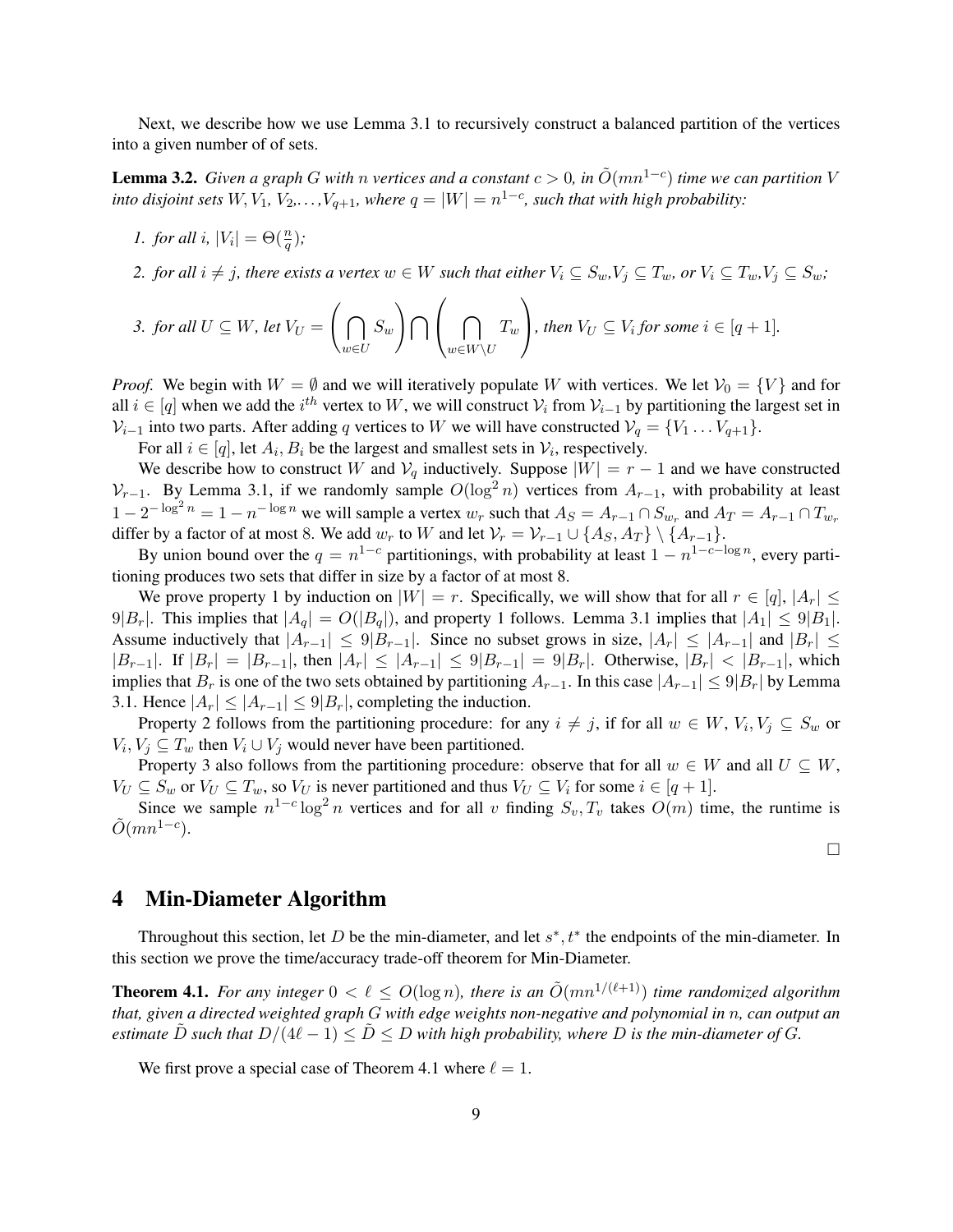Next, we describe how we use Lemma 3.1 to recursively construct a balanced partition of the vertices into a given number of of sets.

**Lemma 3.2.** *Given a graph $G$ with $n$ vertices and a constant $c > 0$, in $\tilde{O}(mn^{1-c})$ time we can partition $V$ into disjoint sets $W, V_1, V_2, \ldots, V_{q+1}$, where $q = |W| = n^{1-c}$, such that with high probability:*

1. *for all $i$, $|V_i| = \Theta(\frac{n}{q})$;*
2. *for all $i \neq j$, there exists a vertex $w \in W$ such that either $V_i \subseteq S_w, V_j \subseteq T_w$, or $V_i \subseteq T_w, V_j \subseteq S_w$;*
3. *for all $U \subseteq W$, let $V_U = \left(\bigcap_{w \in U} S_w\right) \bigcap \left(\bigcap_{w \in W \setminus U} T_w\right)$, then $V_U \subseteq V_i$ for some $i \in [q+1]$.*

*Proof.* We begin with $W = \emptyset$ and we will iteratively populate $W$ with vertices. We let $\mathcal{V}_0 = \{V\}$ and for all $i \in [q]$ when we add the $i^{th}$ vertex to $W$, we will construct $\mathcal{V}_i$ from $\mathcal{V}_{i-1}$ by partitioning the largest set in $\mathcal{V}_{i-1}$ into two parts. After adding $q$ vertices to $W$ we will have constructed $\mathcal{V}_q = \{V_1 \ldots V_{q+1}\}$.

For all $i \in [q]$, let $A_i, B_i$ be the largest and smallest sets in $\mathcal{V}_i$, respectively.

We describe how to construct $W$ and $\mathcal{V}_q$ inductively. Suppose $|W| = r - 1$ and we have constructed $\mathcal{V}_{r-1}$. By Lemma 3.1, if we randomly sample $O(\log^2 n)$ vertices from $A_{r-1}$, with probability at least $1 - 2^{-\log^2 n} = 1 - n^{-\log n}$ we will sample a vertex $w_r$ such that $A_S = A_{r-1} \cap S_{w_r}$ and $A_T = A_{r-1} \cap T_{w_r}$ differ by a factor of at most 8. We add $w_r$ to $W$ and let $\mathcal{V}_r = \mathcal{V}_{r-1} \cup \{A_S, A_T\} \setminus \{A_{r-1}\}$.

By union bound over the $q = n^{1-c}$ partitionings, with probability at least $1 - n^{1-c-\log n}$, every partitioning produces two sets that differ in size by a factor of at most 8.

We prove property 1 by induction on $|W| = r$. Specifically, we will show that for all $r \in [q]$, $|A_r| \leq 9|B_r|$. This implies that $|A_q| = O(|B_q|)$, and property 1 follows. Lemma 3.1 implies that $|A_1| \leq 9|B_1|$. Assume inductively that $|A_{r-1}| \leq 9|B_{r-1}|$. Since no subset grows in size, $|A_r| \leq |A_{r-1}|$ and $|B_r| \leq |B_{r-1}|$. If $|B_r| = |B_{r-1}|$, then $|A_r| \leq |A_{r-1}| \leq 9|B_{r-1}| = 9|B_r|$. Otherwise, $|B_r| < |B_{r-1}|$, which implies that $B_r$ is one of the two sets obtained by partitioning $A_{r-1}$. In this case $|A_{r-1}| \leq 9|B_r|$ by Lemma 3.1. Hence $|A_r| \leq |A_{r-1}| \leq 9|B_r|$, completing the induction.

Property 2 follows from the partitioning procedure: for any $i \neq j$, if for all $w \in W$, $V_i, V_j \subseteq S_w$ or $V_i, V_j \subseteq T_w$ then $V_i \cup V_j$ would never have been partitioned.

Property 3 also follows from the partitioning procedure: observe that for all $w \in W$ and all $U \subseteq W$, $V_U \subseteq S_w$ or $V_U \subseteq T_w$, so $V_U$ is never partitioned and thus $V_U \subseteq V_i$ for some $i \in [q+1]$.

Since we sample $n^{1-c} \log^2 n$ vertices and for all $v$ finding $S_v, T_v$ takes $O(m)$ time, the runtime is $\tilde{O}(mn^{1-c})$.

□

# 4 Min-Diameter Algorithm

Throughout this section, let $D$ be the min-diameter, and let $s^*, t^*$ the endpoints of the min-diameter. In this section we prove the time/accuracy trade-off theorem for Min-Diameter.

**Theorem 4.1.** *For any integer $0 < \ell \leq O(\log n)$, there is an $\tilde{O}(mn^{1/(\ell+1)})$ time randomized algorithm that, given a directed weighted graph $G$ with edge weights non-negative and polynomial in $n$, can output an estimate $\tilde{D}$ such that $D/(4\ell - 1) \leq \tilde{D} \leq D$ with high probability, where $D$ is the min-diameter of $G$.*

We first prove a special case of Theorem 4.1 where $\ell = 1$.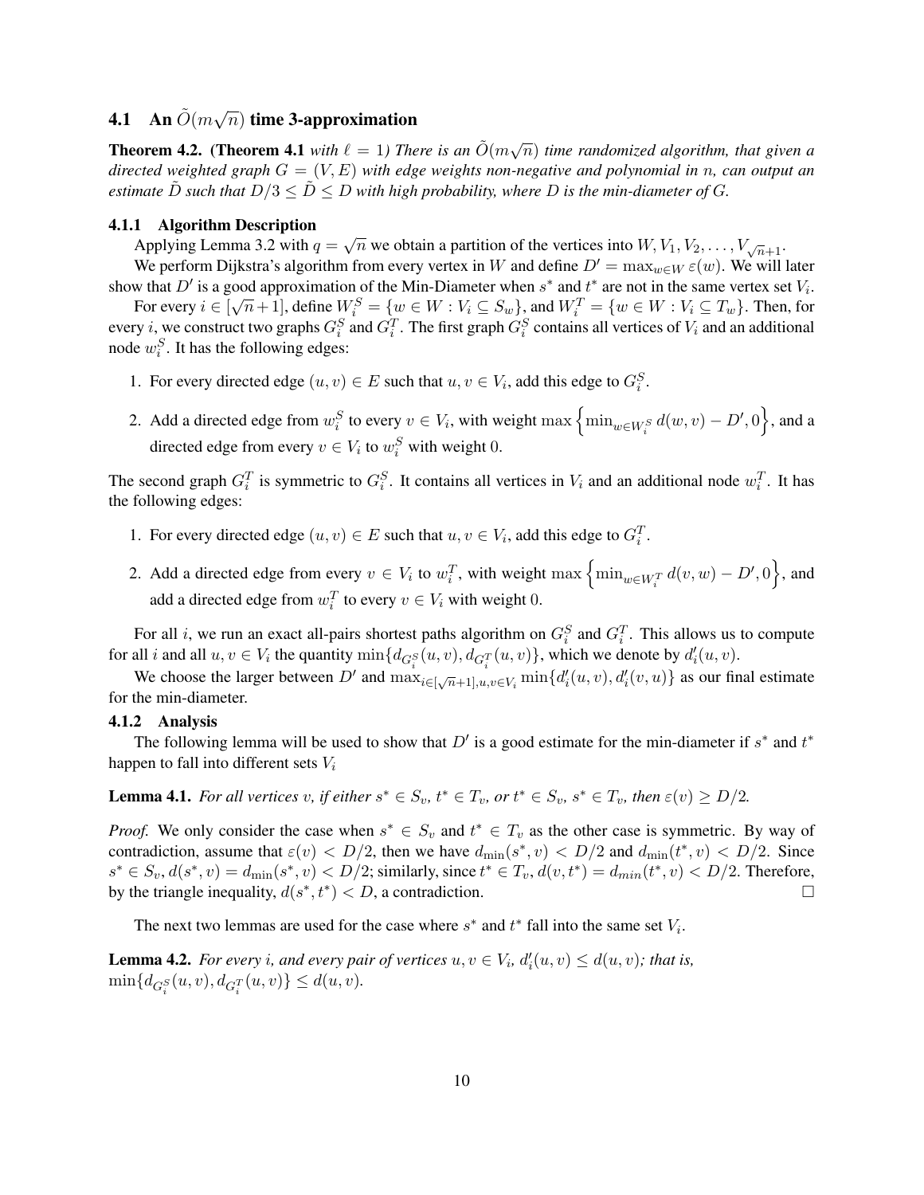### 4.1 An $\tilde{O}(m\sqrt{n})$ time 3-approximation

**Theorem 4.2.** **(Theorem 4.1** *with* $\ell = 1$*) There is an* $\tilde{O}(m\sqrt{n})$ *time randomized algorithm, that given a directed weighted graph* $G = (V, E)$ *with edge weights non-negative and polynomial in* $n$*, can output an estimate* $\tilde{D}$ *such that* $D/3 \leq \tilde{D} \leq D$ *with high probability, where* $D$ *is the min-diameter of* $G$*.*

#### 4.1.1 Algorithm Description

Applying Lemma 3.2 with $q = \sqrt{n}$ we obtain a partition of the vertices into $W, V_1, V_2, \ldots, V_{\sqrt{n}+1}$.

We perform Dijkstra's algorithm from every vertex in $W$ and define $D' = \max_{w \in W} \varepsilon(w)$. We will later show that $D'$ is a good approximation of the Min-Diameter when $s^*$ and $t^*$ are not in the same vertex set $V_i$.

For every $i \in [\sqrt{n}+1]$, define $W_i^S = \{w \in W : V_i \subseteq S_w\}$, and $W_i^T = \{w \in W : V_i \subseteq T_w\}$. Then, for every $i$, we construct two graphs $G_i^S$ and $G_i^T$. The first graph $G_i^S$ contains all vertices of $V_i$ and an additional node $w_i^S$. It has the following edges:

1. For every directed edge $(u, v) \in E$ such that $u, v \in V_i$, add this edge to $G_i^S$.
2. Add a directed edge from $w_i^S$ to every $v \in V_i$, with weight $\max\left\{\min_{w \in W_i^S} d(w, v) - D', 0\right\}$, and a directed edge from every $v \in V_i$ to $w_i^S$ with weight $0$.

The second graph $G_i^T$ is symmetric to $G_i^S$. It contains all vertices in $V_i$ and an additional node $w_i^T$. It has the following edges:

1. For every directed edge $(u, v) \in E$ such that $u, v \in V_i$, add this edge to $G_i^T$.
2. Add a directed edge from every $v \in V_i$ to $w_i^T$, with weight $\max\left\{\min_{w \in W_i^T} d(v, w) - D', 0\right\}$, and add a directed edge from $w_i^T$ to every $v \in V_i$ with weight $0$.

For all $i$, we run an exact all-pairs shortest paths algorithm on $G_i^S$ and $G_i^T$. This allows us to compute for all $i$ and all $u, v \in V_i$ the quantity $\min\{d_{G_i^S}(u, v), d_{G_i^T}(u, v)\}$, which we denote by $d_i'(u, v)$.

We choose the larger between $D'$ and $\max_{i \in [\sqrt{n}+1], u, v \in V_i} \min\{d_i'(u, v), d_i'(v, u)\}$ as our final estimate for the min-diameter.

#### 4.1.2 Analysis

The following lemma will be used to show that $D'$ is a good estimate for the min-diameter if $s^*$ and $t^*$ happen to fall into different sets $V_i$

**Lemma 4.1.** *For all vertices* $v$*, if either* $s^* \in S_v$*,* $t^* \in T_v$*, or* $t^* \in S_v$*,* $s^* \in T_v$*, then* $\varepsilon(v) \geq D/2$*.*

*Proof.* We only consider the case when $s^* \in S_v$ and $t^* \in T_v$ as the other case is symmetric. By way of contradiction, assume that $\varepsilon(v) < D/2$, then we have $d_{\min}(s^*, v) < D/2$ and $d_{\min}(t^*, v) < D/2$. Since $s^* \in S_v$, $d(s^*, v) = d_{\min}(s^*, v) < D/2$; similarly, since $t^* \in T_v$, $d(v, t^*) = d_{min}(t^*, v) < D/2$. Therefore, by the triangle inequality, $d(s^*, t^*) < D$, a contradiction. $\square$

The next two lemmas are used for the case where $s^*$ and $t^*$ fall into the same set $V_i$.

**Lemma 4.2.** *For every* $i$*, and every pair of vertices* $u, v \in V_i$*,* $d_i'(u, v) \leq d(u, v)$*; that is,* $\min\{d_{G_i^S}(u, v), d_{G_i^T}(u, v)\} \leq d(u, v)$*.*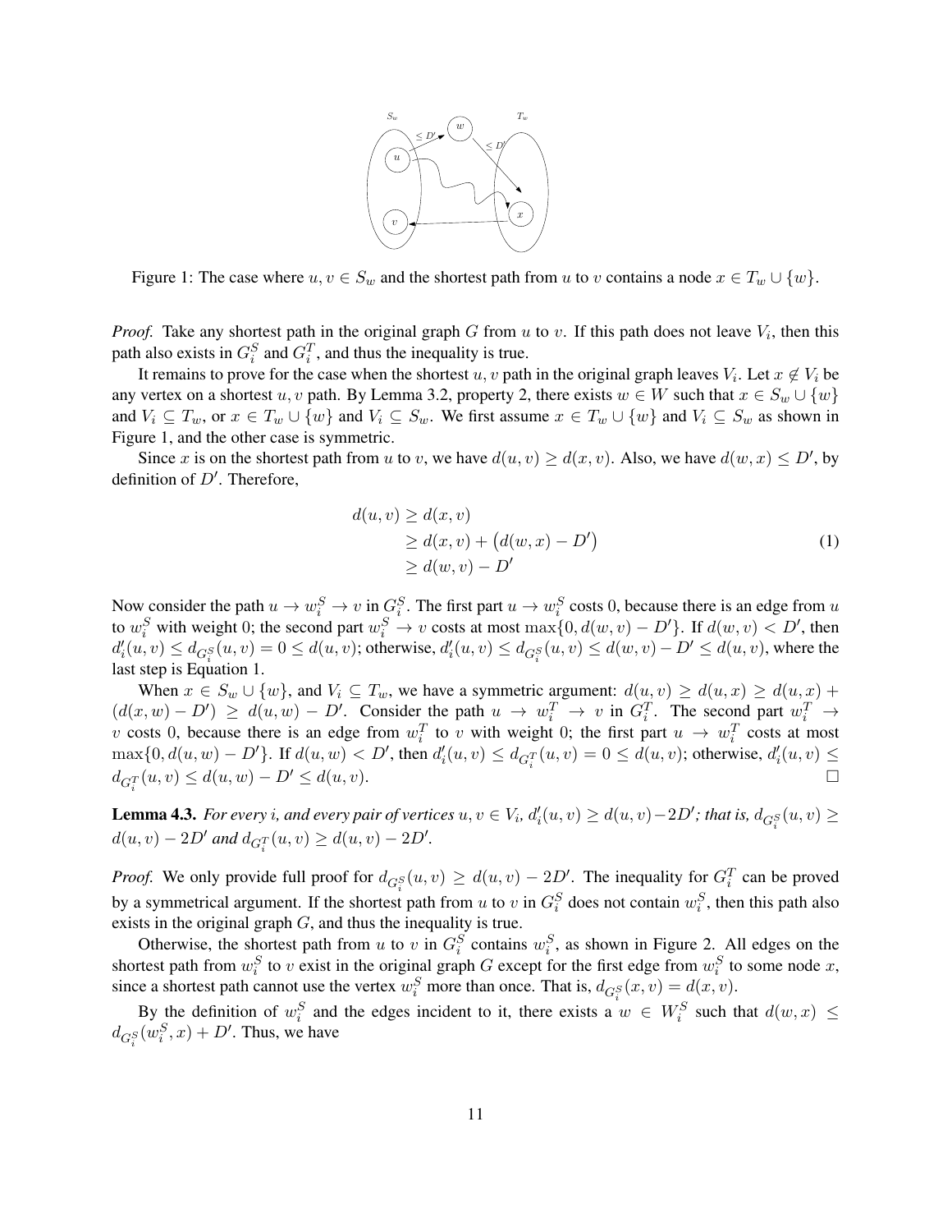Figure 1: The case where $u, v \in S_w$ and the shortest path from $u$ to $v$ contains a node $x \in T_w \cup \{w\}$.

*Proof.* Take any shortest path in the original graph $G$ from $u$ to $v$. If this path does not leave $V_i$, then this path also exists in $G_i^S$ and $G_i^T$, and thus the inequality is true.

It remains to prove for the case when the shortest $u, v$ path in the original graph leaves $V_i$. Let $x \notin V_i$ be any vertex on a shortest $u, v$ path. By Lemma 3.2, property 2, there exists $w \in W$ such that $x \in S_w \cup \{w\}$ and $V_i \subseteq T_w$, or $x \in T_w \cup \{w\}$ and $V_i \subseteq S_w$. We first assume $x \in T_w \cup \{w\}$ and $V_i \subseteq S_w$ as shown in Figure 1, and the other case is symmetric.

Since $x$ is on the shortest path from $u$ to $v$, we have $d(u, v) \geq d(x, v)$. Also, we have $d(w, x) \leq D'$, by definition of $D'$. Therefore,

$$
\begin{aligned}
d(u, v) &\geq d(x, v) \\
&\geq d(x, v) + \big(d(w, x) - D'\big) \\
&\geq d(w, v) - D'
\end{aligned}
\tag{1}
$$

Now consider the path $u \to w_i^S \to v$ in $G_i^S$. The first part $u \to w_i^S$ costs 0, because there is an edge from $u$ to $w_i^S$ with weight 0; the second part $w_i^S \to v$ costs at most $\max\{0, d(w, v) - D'\}$. If $d(w, v) < D'$, then $d'_i(u, v) \leq d_{G_i^S}(u, v) = 0 \leq d(u, v)$; otherwise, $d'_i(u, v) \leq d_{G_i^S}(u, v) \leq d(w, v) - D' \leq d(u, v)$, where the last step is Equation 1.

When $x \in S_w \cup \{w\}$, and $V_i \subseteq T_w$, we have a symmetric argument: $d(u, v) \geq d(u, x) \geq d(u, x) + (d(x, w) - D') \geq d(u, w) - D'$. Consider the path $u \to w_i^T \to v$ in $G_i^T$. The second part $w_i^T \to v$ costs 0, because there is an edge from $w_i^T$ to $v$ with weight 0; the first part $u \to w_i^T$ costs at most $\max\{0, d(u, w) - D'\}$. If $d(u, w) < D'$, then $d'_i(u, v) \leq d_{G_i^T}(u, v) = 0 \leq d(u, v)$; otherwise, $d'_i(u, v) \leq d_{G_i^T}(u, v) \leq d(u, w) - D' \leq d(u, v)$. $\square$

**Lemma 4.3.** *For every $i$, and every pair of vertices $u, v \in V_i$, $d'_i(u, v) \geq d(u, v) - 2D'$; that is, $d_{G_i^S}(u, v) \geq d(u, v) - 2D'$ and $d_{G_i^T}(u, v) \geq d(u, v) - 2D'$.*

*Proof.* We only provide full proof for $d_{G_i^S}(u, v) \geq d(u, v) - 2D'$. The inequality for $G_i^T$ can be proved by a symmetrical argument. If the shortest path from $u$ to $v$ in $G_i^S$ does not contain $w_i^S$, then this path also exists in the original graph $G$, and thus the inequality is true.

Otherwise, the shortest path from $u$ to $v$ in $G_i^S$ contains $w_i^S$, as shown in Figure 2. All edges on the shortest path from $w_i^S$ to $v$ exist in the original graph $G$ except for the first edge from $w_i^S$ to some node $x$, since a shortest path cannot use the vertex $w_i^S$ more than once. That is, $d_{G_i^S}(x, v) = d(x, v)$.

By the definition of $w_i^S$ and the edges incident to it, there exists a $w \in W_i^S$ such that $d(w, x) \leq d_{G_i^S}(w_i^S, x) + D'$. Thus, we have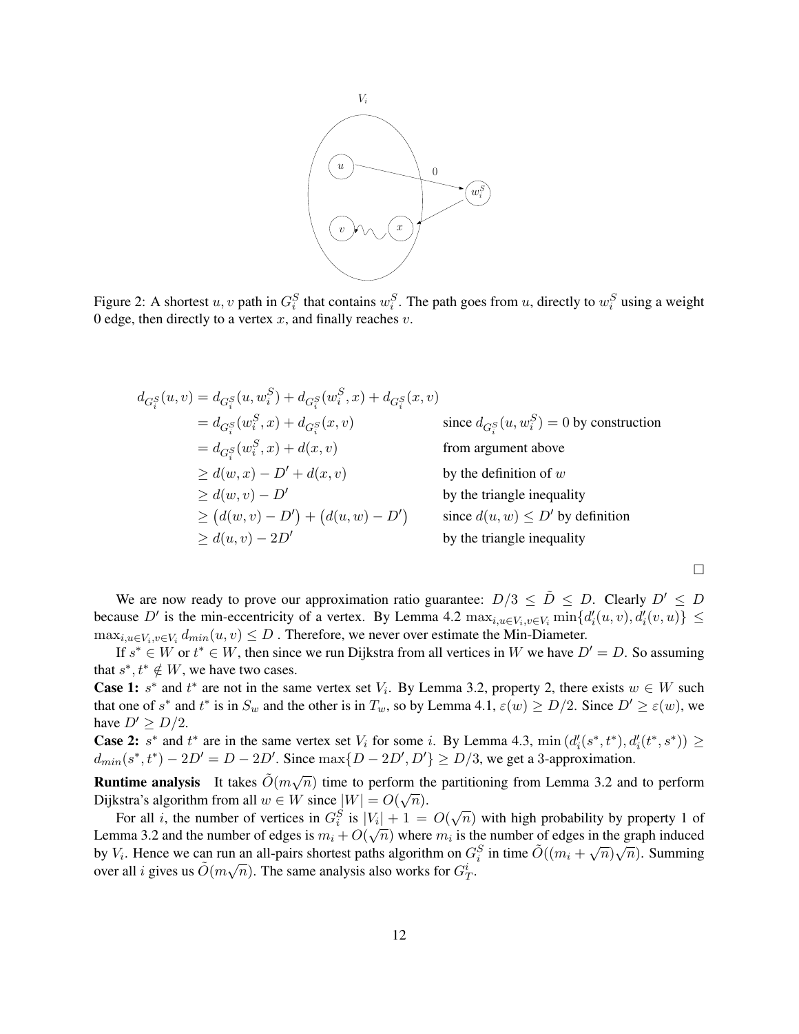Figure 2: A shortest $u, v$ path in $G_i^S$ that contains $w_i^S$. The path goes from $u$, directly to $w_i^S$ using a weight 0 edge, then directly to a vertex $x$, and finally reaches $v$.

$$
\begin{aligned}
d_{G_i^S}(u,v) &= d_{G_i^S}(u, w_i^S) + d_{G_i^S}(w_i^S, x) + d_{G_i^S}(x, v) \\
&= d_{G_i^S}(w_i^S, x) + d_{G_i^S}(x, v) && \text{since } d_{G_i^S}(u, w_i^S) = 0 \text{ by construction} \\
&= d_{G_i^S}(w_i^S, x) + d(x, v) && \text{from argument above} \\
&\geq d(w, x) - D' + d(x, v) && \text{by the definition of } w \\
&\geq d(w, v) - D' && \text{by the triangle inequality} \\
&\geq \big(d(w, v) - D'\big) + \big(d(u, w) - D'\big) && \text{since } d(u, w) \leq D' \text{ by definition} \\
&\geq d(u, v) - 2D' && \text{by the triangle inequality}
\end{aligned}
$$

□

We are now ready to prove our approximation ratio guarantee: $D/3 \leq \tilde{D} \leq D$. Clearly $D' \leq D$ because $D'$ is the min-eccentricity of a vertex. By Lemma 4.2 $\max_{i, u \in V_i, v \in V_i} \min\{d_i'(u, v), d_i'(v, u)\} \leq \max_{i, u \in V_i, v \in V_i} d_{min}(u, v) \leq D$ . Therefore, we never over estimate the Min-Diameter.

If $s^* \in W$ or $t^* \in W$, then since we run Dijkstra from all vertices in $W$ we have $D' = D$. So assuming that $s^*, t^* \notin W$, we have two cases.

**Case 1:** $s^*$ and $t^*$ are not in the same vertex set $V_i$. By Lemma 3.2, property 2, there exists $w \in W$ such that one of $s^*$ and $t^*$ is in $S_w$ and the other is in $T_w$, so by Lemma 4.1, $\varepsilon(w) \geq D/2$. Since $D' \geq \varepsilon(w)$, we have $D' \geq D/2$.

**Case 2:** $s^*$ and $t^*$ are in the same vertex set $V_i$ for some $i$. By Lemma 4.3, $\min\left(d_i'(s^*, t^*), d_i'(t^*, s^*)\right) \geq d_{min}(s^*, t^*) - 2D' = D - 2D'$. Since $\max\{D - 2D', D'\} \geq D/3$, we get a 3-approximation.

**Runtime analysis** It takes $\tilde{O}(m\sqrt{n})$ time to perform the partitioning from Lemma 3.2 and to perform Dijkstra's algorithm from all $w \in W$ since $|W| = O(\sqrt{n})$.

For all $i$, the number of vertices in $G_i^S$ is $|V_i| + 1 = O(\sqrt{n})$ with high probability by property 1 of Lemma 3.2 and the number of edges is $m_i + O(\sqrt{n})$ where $m_i$ is the number of edges in the graph induced by $V_i$. Hence we can run an all-pairs shortest paths algorithm on $G_i^S$ in time $\tilde{O}((m_i + \sqrt{n})\sqrt{n})$. Summing over all $i$ gives us $\tilde{O}(m\sqrt{n})$. The same analysis also works for $G_T^i$.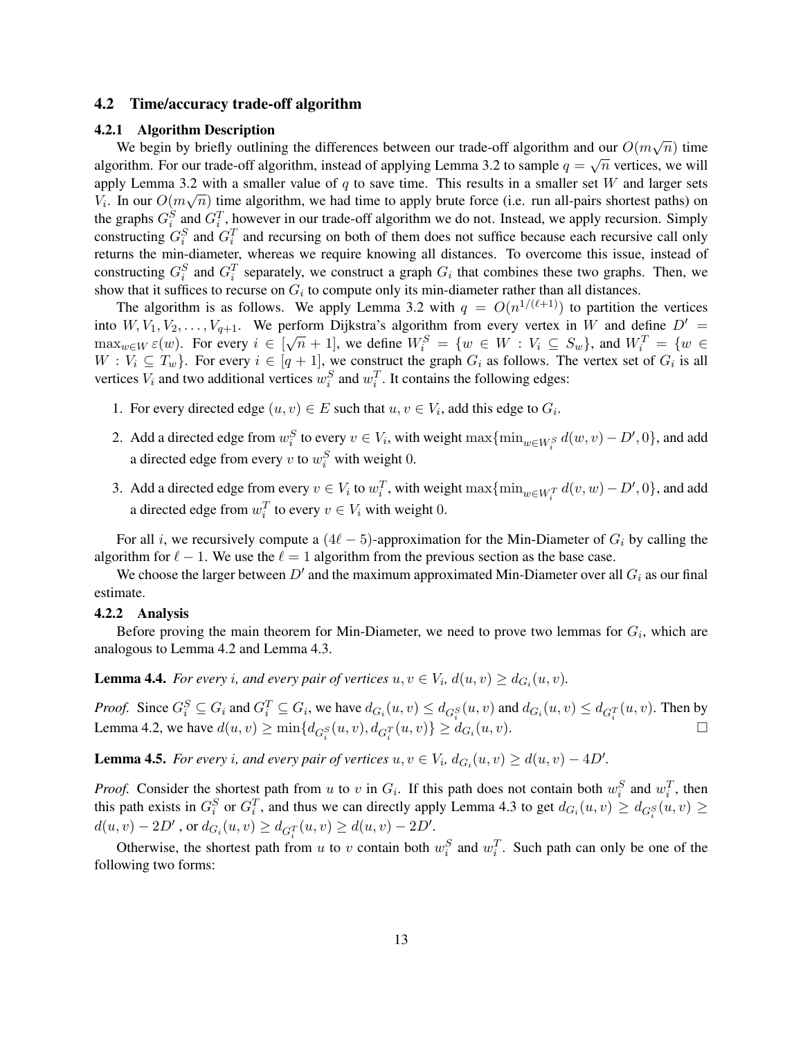### 4.2 Time/accuracy trade-off algorithm

#### 4.2.1 Algorithm Description

We begin by briefly outlining the differences between our trade-off algorithm and our $O(m\sqrt{n})$ time algorithm. For our trade-off algorithm, instead of applying Lemma 3.2 to sample $q = \sqrt{n}$ vertices, we will apply Lemma 3.2 with a smaller value of $q$ to save time. This results in a smaller set $W$ and larger sets $V_i$. In our $O(m\sqrt{n})$ time algorithm, we had time to apply brute force (i.e. run all-pairs shortest paths) on the graphs $G_i^S$ and $G_i^T$, however in our trade-off algorithm we do not. Instead, we apply recursion. Simply constructing $G_i^S$ and $G_i^T$ and recursing on both of them does not suffice because each recursive call only returns the min-diameter, whereas we require knowing all distances. To overcome this issue, instead of constructing $G_i^S$ and $G_i^T$ separately, we construct a graph $G_i$ that combines these two graphs. Then, we show that it suffices to recurse on $G_i$ to compute only its min-diameter rather than all distances.

The algorithm is as follows. We apply Lemma 3.2 with $q = O(n^{1/(\ell+1)})$ to partition the vertices into $W, V_1, V_2, \ldots, V_{q+1}$. We perform Dijkstra's algorithm from every vertex in $W$ and define $D' = \max_{w \in W} \varepsilon(w)$. For every $i \in [\sqrt{n}+1]$, we define $W_i^S = \{w \in W : V_i \subseteq S_w\}$, and $W_i^T = \{w \in W : V_i \subseteq T_w\}$. For every $i \in [q+1]$, we construct the graph $G_i$ as follows. The vertex set of $G_i$ is all vertices $V_i$ and two additional vertices $w_i^S$ and $w_i^T$. It contains the following edges:

1. For every directed edge $(u, v) \in E$ such that $u, v \in V_i$, add this edge to $G_i$.
2. Add a directed edge from $w_i^S$ to every $v \in V_i$, with weight $\max\{\min_{w \in W_i^S} d(w, v) - D', 0\}$, and add a directed edge from every $v$ to $w_i^S$ with weight $0$.
3. Add a directed edge from every $v \in V_i$ to $w_i^T$, with weight $\max\{\min_{w \in W_i^T} d(v, w) - D', 0\}$, and add a directed edge from $w_i^T$ to every $v \in V_i$ with weight $0$.

For all $i$, we recursively compute a $(4\ell - 5)$-approximation for the Min-Diameter of $G_i$ by calling the algorithm for $\ell - 1$. We use the $\ell = 1$ algorithm from the previous section as the base case.

We choose the larger between $D'$ and the maximum approximated Min-Diameter over all $G_i$ as our final estimate.

#### 4.2.2 Analysis

Before proving the main theorem for Min-Diameter, we need to prove two lemmas for $G_i$, which are analogous to Lemma 4.2 and Lemma 4.3.

**Lemma 4.4.** *For every $i$, and every pair of vertices $u, v \in V_i$, $d(u, v) \geq d_{G_i}(u, v)$.*

*Proof.* Since $G_i^S \subseteq G_i$ and $G_i^T \subseteq G_i$, we have $d_{G_i}(u, v) \leq d_{G_i^S}(u, v)$ and $d_{G_i}(u, v) \leq d_{G_i^T}(u, v)$. Then by Lemma 4.2, we have $d(u, v) \geq \min\{d_{G_i^S}(u, v), d_{G_i^T}(u, v)\} \geq d_{G_i}(u, v)$. □

**Lemma 4.5.** *For every $i$, and every pair of vertices $u, v \in V_i$, $d_{G_i}(u, v) \geq d(u, v) - 4D'$.*

*Proof.* Consider the shortest path from $u$ to $v$ in $G_i$. If this path does not contain both $w_i^S$ and $w_i^T$, then this path exists in $G_i^S$ or $G_i^T$, and thus we can directly apply Lemma 4.3 to get $d_{G_i}(u, v) \geq d_{G_i^S}(u, v) \geq d(u, v) - 2D'$ , or $d_{G_i}(u, v) \geq d_{G_i^T}(u, v) \geq d(u, v) - 2D'$.

Otherwise, the shortest path from $u$ to $v$ contain both $w_i^S$ and $w_i^T$. Such path can only be one of the following two forms: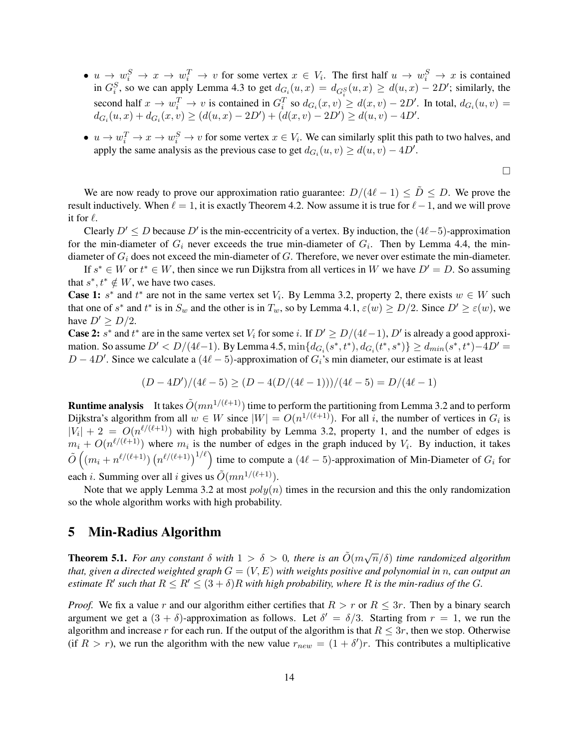- $u \to w_i^S \to x \to w_i^T \to v$ for some vertex $x \in V_i$. The first half $u \to w_i^S \to x$ is contained in $G_i^S$, so we can apply Lemma 4.3 to get $d_{G_i}(u,x) = d_{G_i^S}(u,x) \geq d(u,x) - 2D'$; similarly, the second half $x \to w_i^T \to v$ is contained in $G_i^T$ so $d_{G_i}(x,v) \geq d(x,v) - 2D'$. In total, $d_{G_i}(u,v) = d_{G_i}(u,x) + d_{G_i}(x,v) \geq (d(u,x) - 2D') + (d(x,v) - 2D') \geq d(u,v) - 4D'$.
- $u \to w_i^T \to x \to w_i^S \to v$ for some vertex $x \in V_i$. We can similarly split this path to two halves, and apply the same analysis as the previous case to get $d_{G_i}(u,v) \geq d(u,v) - 4D'$.

□

We are now ready to prove our approximation ratio guarantee: $D/(4\ell - 1) \leq \tilde{D} \leq D$. We prove the result inductively. When $\ell = 1$, it is exactly Theorem 4.2. Now assume it is true for $\ell - 1$, and we will prove it for $\ell$.

Clearly $D' \leq D$ because $D'$ is the min-eccentricity of a vertex. By induction, the $(4\ell-5)$-approximation for the min-diameter of $G_i$ never exceeds the true min-diameter of $G_i$. Then by Lemma 4.4, the min-diameter of $G_i$ does not exceed the min-diameter of $G$. Therefore, we never over estimate the min-diameter.

If $s^* \in W$ or $t^* \in W$, then since we run Dijkstra from all vertices in $W$ we have $D' = D$. So assuming that $s^*, t^* \notin W$, we have two cases.

**Case 1:** $s^*$ and $t^*$ are not in the same vertex set $V_i$. By Lemma 3.2, property 2, there exists $w \in W$ such that one of $s^*$ and $t^*$ is in $S_w$ and the other is in $T_w$, so by Lemma 4.1, $\varepsilon(w) \geq D/2$. Since $D' \geq \varepsilon(w)$, we have $D' \geq D/2$.

**Case 2:** $s^*$ and $t^*$ are in the same vertex set $V_i$ for some $i$. If $D' \geq D/(4\ell-1)$, $D'$ is already a good approximation. So assume $D' < D/(4\ell-1)$. By Lemma 4.5, $\min\{d_{G_i}(s^*,t^*), d_{G_i}(t^*,s^*)\} \geq d_{min}(s^*,t^*) - 4D' = D - 4D'$. Since we calculate a $(4\ell-5)$-approximation of $G_i$'s min diameter, our estimate is at least

$$(D - 4D')/(4\ell - 5) \geq (D - 4(D/(4\ell-1)))/(4\ell-5) = D/(4\ell-1)$$

**Runtime analysis** It takes $\tilde{O}(mn^{1/(\ell+1)})$ time to perform the partitioning from Lemma 3.2 and to perform Dijkstra's algorithm from all $w \in W$ since $|W| = O(n^{1/(\ell+1)})$. For all $i$, the number of vertices in $G_i$ is $|V_i| + 2 = O(n^{\ell/(\ell+1)})$ with high probability by Lemma 3.2, property 1, and the number of edges is $m_i + O(n^{\ell/(\ell+1)})$ where $m_i$ is the number of edges in the graph induced by $V_i$. By induction, it takes $\tilde{O}\left((m_i + n^{\ell/(\ell+1)})\left(n^{\ell/(\ell+1)}\right)^{1/\ell}\right)$ time to compute a $(4\ell-5)$-approximation of Min-Diameter of $G_i$ for each $i$. Summing over all $i$ gives us $\tilde{O}(mn^{1/(\ell+1)})$.

Note that we apply Lemma 3.2 at most $poly(n)$ times in the recursion and this the only randomization so the whole algorithm works with high probability.

# 5 Min-Radius Algorithm

**Theorem 5.1.** *For any constant $\delta$ with $1 > \delta > 0$, there is an $\tilde{O}(m\sqrt{n}/\delta)$ time randomized algorithm that, given a directed weighted graph $G = (V,E)$ with weights positive and polynomial in $n$, can output an estimate $R'$ such that $R \leq R' \leq (3+\delta)R$ with high probability, where $R$ is the min-radius of the $G$.*

*Proof.* We fix a value $r$ and our algorithm either certifies that $R > r$ or $R \leq 3r$. Then by a binary search argument we get a $(3+\delta)$-approximation as follows. Let $\delta' = \delta/3$. Starting from $r = 1$, we run the algorithm and increase $r$ for each run. If the output of the algorithm is that $R \leq 3r$, then we stop. Otherwise (if $R > r$), we run the algorithm with the new value $r_{new} = (1+\delta')r$. This contributes a multiplicative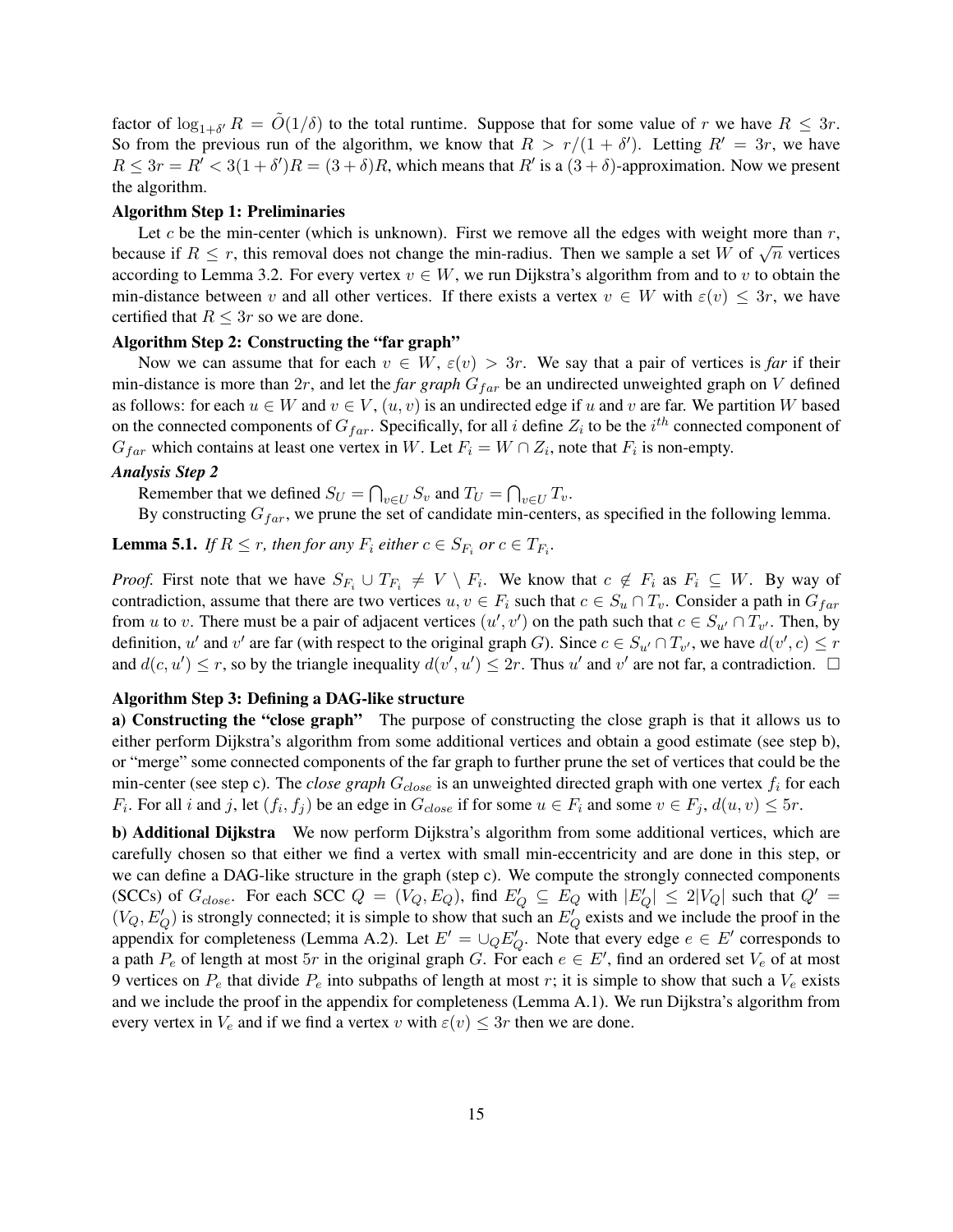factor of $\log_{1+\delta'} R = \tilde{O}(1/\delta)$ to the total runtime. Suppose that for some value of $r$ we have $R \leq 3r$. So from the previous run of the algorithm, we know that $R > r/(1+\delta')$. Letting $R' = 3r$, we have $R \leq 3r = R' < 3(1+\delta')R = (3+\delta)R$, which means that $R'$ is a $(3+\delta)$-approximation. Now we present the algorithm.

**Algorithm Step 1: Preliminaries**

Let $c$ be the min-center (which is unknown). First we remove all the edges with weight more than $r$, because if $R \leq r$, this removal does not change the min-radius. Then we sample a set $W$ of $\sqrt{n}$ vertices according to Lemma 3.2. For every vertex $v \in W$, we run Dijkstra's algorithm from and to $v$ to obtain the min-distance between $v$ and all other vertices. If there exists a vertex $v \in W$ with $\varepsilon(v) \leq 3r$, we have certified that $R \leq 3r$ so we are done.

**Algorithm Step 2: Constructing the "far graph"**

Now we can assume that for each $v \in W$, $\varepsilon(v) > 3r$. We say that a pair of vertices is *far* if their min-distance is more than $2r$, and let the *far graph* $G_{far}$ be an undirected unweighted graph on $V$ defined as follows: for each $u \in W$ and $v \in V$, $(u, v)$ is an undirected edge if $u$ and $v$ are far. We partition $W$ based on the connected components of $G_{far}$. Specifically, for all $i$ define $Z_i$ to be the $i^{th}$ connected component of $G_{far}$ which contains at least one vertex in $W$. Let $F_i = W \cap Z_i$, note that $F_i$ is non-empty.

***Analysis Step 2***

Remember that we defined $S_U = \bigcap_{v \in U} S_v$ and $T_U = \bigcap_{v \in U} T_v$.

By constructing $G_{far}$, we prune the set of candidate min-centers, as specified in the following lemma.

**Lemma 5.1.** *If $R \leq r$, then for any $F_i$ either $c \in S_{F_i}$ or $c \in T_{F_i}$.*

*Proof.* First note that we have $S_{F_i} \cup T_{F_i} \neq V \setminus F_i$. We know that $c \notin F_i$ as $F_i \subseteq W$. By way of contradiction, assume that there are two vertices $u, v \in F_i$ such that $c \in S_u \cap T_v$. Consider a path in $G_{far}$ from $u$ to $v$. There must be a pair of adjacent vertices $(u', v')$ on the path such that $c \in S_{u'} \cap T_{v'}$. Then, by definition, $u'$ and $v'$ are far (with respect to the original graph $G$). Since $c \in S_{u'} \cap T_{v'}$, we have $d(v', c) \leq r$ and $d(c, u') \leq r$, so by the triangle inequality $d(v', u') \leq 2r$. Thus $u'$ and $v'$ are not far, a contradiction. $\square$

**Algorithm Step 3: Defining a DAG-like structure**

**a) Constructing the "close graph"** The purpose of constructing the close graph is that it allows us to either perform Dijkstra's algorithm from some additional vertices and obtain a good estimate (see step b), or "merge" some connected components of the far graph to further prune the set of vertices that could be the min-center (see step c). The *close graph* $G_{close}$ is an unweighted directed graph with one vertex $f_i$ for each $F_i$. For all $i$ and $j$, let $(f_i, f_j)$ be an edge in $G_{close}$ if for some $u \in F_i$ and some $v \in F_j$, $d(u, v) \leq 5r$.

**b) Additional Dijkstra** We now perform Dijkstra's algorithm from some additional vertices, which are carefully chosen so that either we find a vertex with small min-eccentricity and are done in this step, or we can define a DAG-like structure in the graph (step c). We compute the strongly connected components (SCCs) of $G_{close}$. For each SCC $Q = (V_Q, E_Q)$, find $E'_Q \subseteq E_Q$ with $|E'_Q| \leq 2|V_Q|$ such that $Q' = (V_Q, E'_Q)$ is strongly connected; it is simple to show that such an $E'_Q$ exists and we include the proof in the appendix for completeness (Lemma A.2). Let $E' = \cup_Q E'_Q$. Note that every edge $e \in E'$ corresponds to a path $P_e$ of length at most $5r$ in the original graph $G$. For each $e \in E'$, find an ordered set $V_e$ of at most 9 vertices on $P_e$ that divide $P_e$ into subpaths of length at most $r$; it is simple to show that such a $V_e$ exists and we include the proof in the appendix for completeness (Lemma A.1). We run Dijkstra's algorithm from every vertex in $V_e$ and if we find a vertex $v$ with $\varepsilon(v) \leq 3r$ then we are done.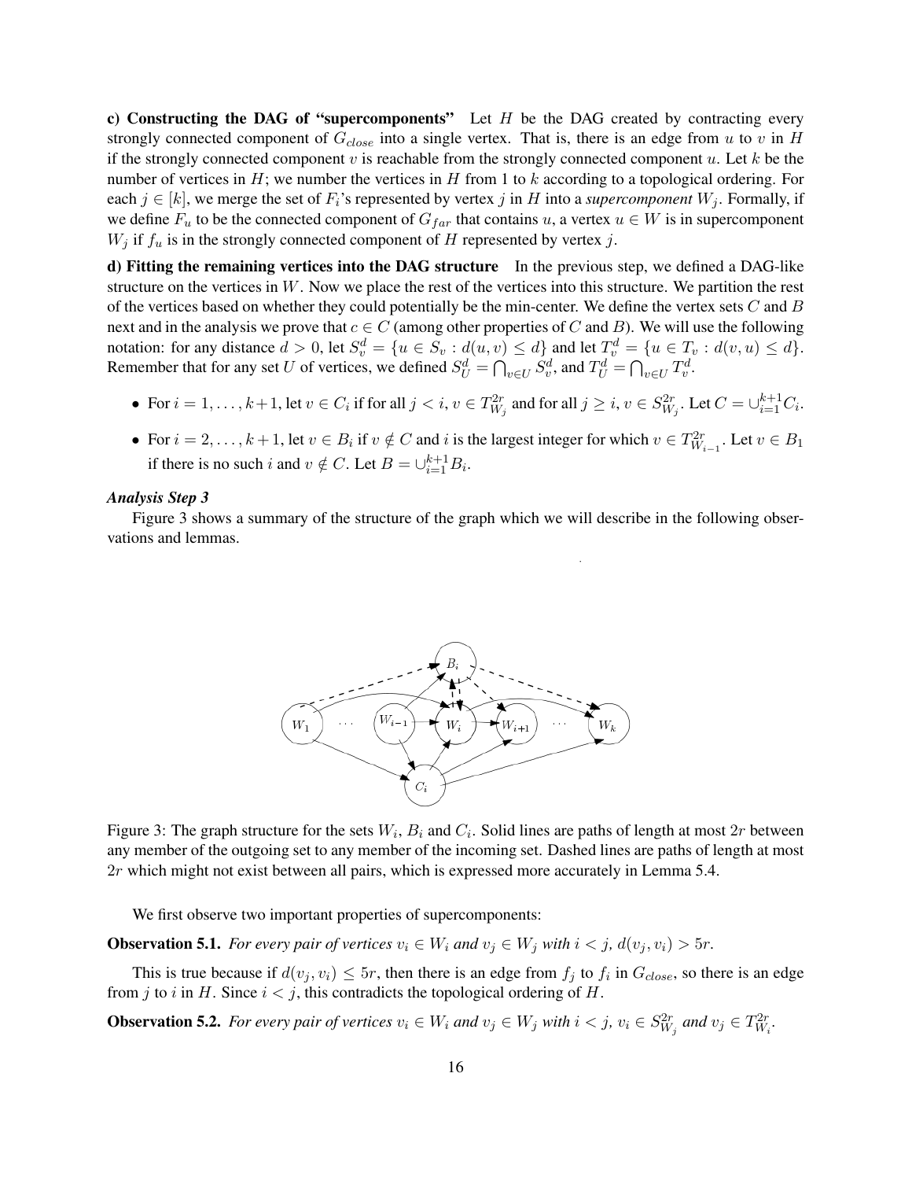**c) Constructing the DAG of "supercomponents"** Let $H$ be the DAG created by contracting every strongly connected component of $G_{close}$ into a single vertex. That is, there is an edge from $u$ to $v$ in $H$ if the strongly connected component $v$ is reachable from the strongly connected component $u$. Let $k$ be the number of vertices in $H$; we number the vertices in $H$ from 1 to $k$ according to a topological ordering. For each $j \in [k]$, we merge the set of $F_i$'s represented by vertex $j$ in $H$ into a *supercomponent* $W_j$. Formally, if we define $F_u$ to be the connected component of $G_{far}$ that contains $u$, a vertex $u \in W$ is in supercomponent $W_j$ if $f_u$ is in the strongly connected component of $H$ represented by vertex $j$.

**d) Fitting the remaining vertices into the DAG structure** In the previous step, we defined a DAG-like structure on the vertices in $W$. Now we place the rest of the vertices into this structure. We partition the rest of the vertices based on whether they could potentially be the min-center. We define the vertex sets $C$ and $B$ next and in the analysis we prove that $c \in C$ (among other properties of $C$ and $B$). We will use the following notation: for any distance $d > 0$, let $S_v^d = \{u \in S_v : d(u, v) \le d\}$ and let $T_v^d = \{u \in T_v : d(v, u) \le d\}$. Remember that for any set $U$ of vertices, we defined $S_U^d = \bigcap_{v \in U} S_v^d$, and $T_U^d = \bigcap_{v \in U} T_v^d$.

- For $i = 1, \ldots, k+1$, let $v \in C_i$ if for all $j < i$, $v \in T_{W_j}^{2r}$ and for all $j \ge i$, $v \in S_{W_j}^{2r}$. Let $C = \cup_{i=1}^{k+1} C_i$.
- For $i = 2, \ldots, k+1$, let $v \in B_i$ if $v \notin C$ and $i$ is the largest integer for which $v \in T_{W_{i-1}}^{2r}$. Let $v \in B_1$ if there is no such $i$ and $v \notin C$. Let $B = \cup_{i=1}^{k+1} B_i$.

***Analysis Step 3***

Figure 3 shows a summary of the structure of the graph which we will describe in the following observations and lemmas.

Figure 3: The graph structure for the sets $W_i$, $B_i$ and $C_i$. Solid lines are paths of length at most $2r$ between any member of the outgoing set to any member of the incoming set. Dashed lines are paths of length at most $2r$ which might not exist between all pairs, which is expressed more accurately in Lemma 5.4.

We first observe two important properties of supercomponents:

**Observation 5.1.** *For every pair of vertices $v_i \in W_i$ and $v_j \in W_j$ with $i < j$, $d(v_j, v_i) > 5r$.*

This is true because if $d(v_j, v_i) \le 5r$, then there is an edge from $f_j$ to $f_i$ in $G_{close}$, so there is an edge from $j$ to $i$ in $H$. Since $i < j$, this contradicts the topological ordering of $H$.

**Observation 5.2.** *For every pair of vertices $v_i \in W_i$ and $v_j \in W_j$ with $i < j$, $v_i \in S_{W_j}^{2r}$ and $v_j \in T_{W_i}^{2r}$.*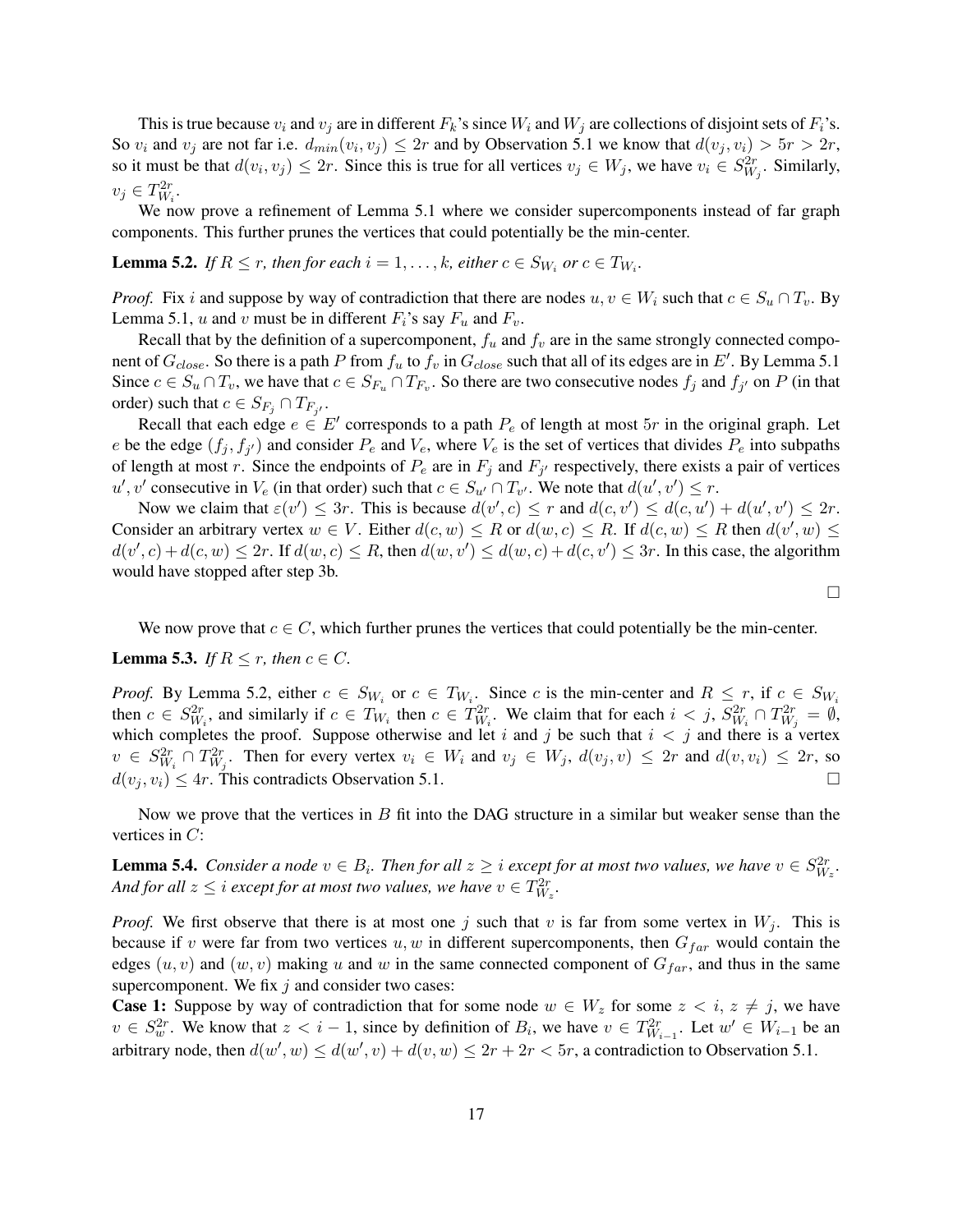This is true because $v_i$ and $v_j$ are in different $F_k$'s since $W_i$ and $W_j$ are collections of disjoint sets of $F_i$'s. So $v_i$ and $v_j$ are not far i.e. $d_{min}(v_i, v_j) \leq 2r$ and by Observation 5.1 we know that $d(v_j, v_i) > 5r > 2r$, so it must be that $d(v_i, v_j) \leq 2r$. Since this is true for all vertices $v_j \in W_j$, we have $v_i \in S^{2r}_{W_j}$. Similarly, $v_j \in T^{2r}_{W_i}$.

We now prove a refinement of Lemma 5.1 where we consider supercomponents instead of far graph components. This further prunes the vertices that could potentially be the min-center.

**Lemma 5.2.** *If $R \leq r$, then for each $i = 1, \ldots, k$, either $c \in S_{W_i}$ or $c \in T_{W_i}$.*

*Proof.* Fix $i$ and suppose by way of contradiction that there are nodes $u, v \in W_i$ such that $c \in S_u \cap T_v$. By Lemma 5.1, $u$ and $v$ must be in different $F_i$'s say $F_u$ and $F_v$.

Recall that by the definition of a supercomponent, $f_u$ and $f_v$ are in the same strongly connected component of $G_{close}$. So there is a path $P$ from $f_u$ to $f_v$ in $G_{close}$ such that all of its edges are in $E'$. By Lemma 5.1 Since $c \in S_u \cap T_v$, we have that $c \in S_{F_u} \cap T_{F_v}$. So there are two consecutive nodes $f_j$ and $f_{j'}$ on $P$ (in that order) such that $c \in S_{F_j} \cap T_{F_{j'}}$.

Recall that each edge $e \in E'$ corresponds to a path $P_e$ of length at most $5r$ in the original graph. Let $e$ be the edge $(f_j, f_{j'})$ and consider $P_e$ and $V_e$, where $V_e$ is the set of vertices that divides $P_e$ into subpaths of length at most $r$. Since the endpoints of $P_e$ are in $F_j$ and $F_{j'}$ respectively, there exists a pair of vertices $u', v'$ consecutive in $V_e$ (in that order) such that $c \in S_{u'} \cap T_{v'}$. We note that $d(u', v') \leq r$.

Now we claim that $\varepsilon(v') \leq 3r$. This is because $d(v', c) \leq r$ and $d(c, v') \leq d(c, u') + d(u', v') \leq 2r$. Consider an arbitrary vertex $w \in V$. Either $d(c, w) \leq R$ or $d(w, c) \leq R$. If $d(c, w) \leq R$ then $d(v', w) \leq d(v', c) + d(c, w) \leq 2r$. If $d(w, c) \leq R$, then $d(w, v') \leq d(w, c) + d(c, v') \leq 3r$. In this case, the algorithm would have stopped after step 3b. $\square$

We now prove that $c \in C$, which further prunes the vertices that could potentially be the min-center.

**Lemma 5.3.** *If $R \leq r$, then $c \in C$.*

*Proof.* By Lemma 5.2, either $c \in S_{W_i}$ or $c \in T_{W_i}$. Since $c$ is the min-center and $R \leq r$, if $c \in S_{W_i}$ then $c \in S^{2r}_{W_i}$, and similarly if $c \in T_{W_i}$ then $c \in T^{2r}_{W_i}$. We claim that for each $i < j$, $S^{2r}_{W_i} \cap T^{2r}_{W_j} = \emptyset$, which completes the proof. Suppose otherwise and let $i$ and $j$ be such that $i < j$ and there is a vertex $v \in S^{2r}_{W_i} \cap T^{2r}_{W_j}$. Then for every vertex $v_i \in W_i$ and $v_j \in W_j$, $d(v_j, v) \leq 2r$ and $d(v, v_i) \leq 2r$, so $d(v_j, v_i) \leq 4r$. This contradicts Observation 5.1. $\square$

Now we prove that the vertices in $B$ fit into the DAG structure in a similar but weaker sense than the vertices in $C$:

**Lemma 5.4.** *Consider a node $v \in B_i$. Then for all $z \geq i$ except for at most two values, we have $v \in S^{2r}_{W_z}$. And for all $z \leq i$ except for at most two values, we have $v \in T^{2r}_{W_z}$.*

*Proof.* We first observe that there is at most one $j$ such that $v$ is far from some vertex in $W_j$. This is because if $v$ were far from two vertices $u, w$ in different supercomponents, then $G_{far}$ would contain the edges $(u, v)$ and $(w, v)$ making $u$ and $w$ in the same connected component of $G_{far}$, and thus in the same supercomponent. We fix $j$ and consider two cases:

**Case 1:** Suppose by way of contradiction that for some node $w \in W_z$ for some $z < i$, $z \neq j$, we have $v \in S^{2r}_w$. We know that $z < i - 1$, since by definition of $B_i$, we have $v \in T^{2r}_{W_{i-1}}$. Let $w' \in W_{i-1}$ be an arbitrary node, then $d(w', w) \leq d(w', v) + d(v, w) \leq 2r + 2r < 5r$, a contradiction to Observation 5.1.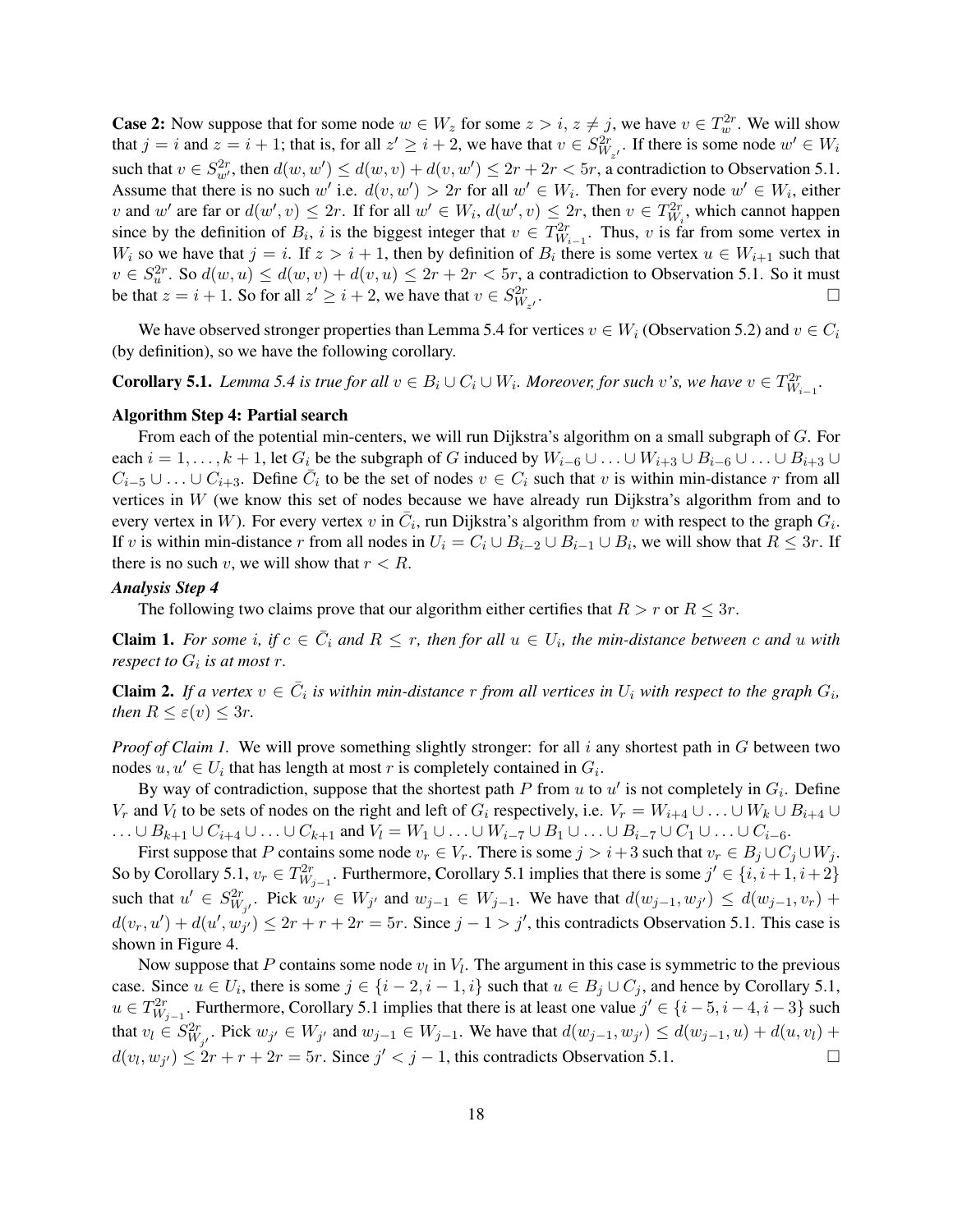**Case 2:** Now suppose that for some node $w \in W_z$ for some $z > i$, $z \neq j$, we have $v \in T^{2r}_w$. We will show that $j = i$ and $z = i + 1$; that is, for all $z' \geq i + 2$, we have that $v \in S^{2r}_{W_{z'}}$. If there is some node $w' \in W_i$ such that $v \in S^{2r}_{w'}$, then $d(w, w') \leq d(w, v) + d(v, w') \leq 2r + 2r < 5r$, a contradiction to Observation 5.1. Assume that there is no such $w'$ i.e. $d(v, w') > 2r$ for all $w' \in W_i$. Then for every node $w' \in W_i$, either $v$ and $w'$ are far or $d(w', v) \leq 2r$. If for all $w' \in W_i$, $d(w', v) \leq 2r$, then $v \in T^{2r}_{W_i}$, which cannot happen since by the definition of $B_i$, $i$ is the biggest integer that $v \in T^{2r}_{W_{i-1}}$. Thus, $v$ is far from some vertex in $W_i$ so we have that $j = i$. If $z > i + 1$, then by definition of $B_i$ there is some vertex $u \in W_{i+1}$ such that $v \in S^{2r}_u$. So $d(w, u) \leq d(w, v) + d(v, u) \leq 2r + 2r < 5r$, a contradiction to Observation 5.1. So it must be that $z = i + 1$. So for all $z' \geq i + 2$, we have that $v \in S^{2r}_{W_{z'}}$. $\square$

We have observed stronger properties than Lemma 5.4 for vertices $v \in W_i$ (Observation 5.2) and $v \in C_i$ (by definition), so we have the following corollary.

**Corollary 5.1.** *Lemma 5.4 is true for all $v \in B_i \cup C_i \cup W_i$. Moreover, for such $v$'s, we have $v \in T^{2r}_{W_{i-1}}$.*

**Algorithm Step 4: Partial search**

From each of the potential min-centers, we will run Dijkstra's algorithm on a small subgraph of $G$. For each $i = 1, \ldots, k + 1$, let $G_i$ be the subgraph of $G$ induced by $W_{i-6} \cup \ldots \cup W_{i+3} \cup B_{i-6} \cup \ldots \cup B_{i+3} \cup C_{i-5} \cup \ldots \cup C_{i+3}$. Define $\bar{C}_i$ to be the set of nodes $v \in C_i$ such that $v$ is within min-distance $r$ from all vertices in $W$ (we know this set of nodes because we have already run Dijkstra's algorithm from and to every vertex in $W$). For every vertex $v$ in $\bar{C}_i$, run Dijkstra's algorithm from $v$ with respect to the graph $G_i$. If $v$ is within min-distance $r$ from all nodes in $U_i = C_i \cup B_{i-2} \cup B_{i-1} \cup B_i$, we will show that $R \leq 3r$. If there is no such $v$, we will show that $r < R$.

***Analysis Step 4***

The following two claims prove that our algorithm either certifies that $R > r$ or $R \leq 3r$.

**Claim 1.** *For some $i$, if $c \in \bar{C}_i$ and $R \leq r$, then for all $u \in U_i$, the min-distance between $c$ and $u$ with respect to $G_i$ is at most $r$.*

**Claim 2.** *If a vertex $v \in \bar{C}_i$ is within min-distance $r$ from all vertices in $U_i$ with respect to the graph $G_i$, then $R \leq \varepsilon(v) \leq 3r$.*

*Proof of Claim 1.* We will prove something slightly stronger: for all $i$ any shortest path in $G$ between two nodes $u, u' \in U_i$ that has length at most $r$ is completely contained in $G_i$.

By way of contradiction, suppose that the shortest path $P$ from $u$ to $u'$ is not completely in $G_i$. Define $V_r$ and $V_l$ to be sets of nodes on the right and left of $G_i$ respectively, i.e. $V_r = W_{i+4} \cup \ldots \cup W_k \cup B_{i+4} \cup \ldots \cup B_{k+1} \cup C_{i+4} \cup \ldots \cup C_{k+1}$ and $V_l = W_1 \cup \ldots \cup W_{i-7} \cup B_1 \cup \ldots \cup B_{i-7} \cup C_1 \cup \ldots \cup C_{i-6}$.

First suppose that $P$ contains some node $v_r \in V_r$. There is some $j > i + 3$ such that $v_r \in B_j \cup C_j \cup W_j$. So by Corollary 5.1, $v_r \in T^{2r}_{W_{j-1}}$. Furthermore, Corollary 5.1 implies that there is some $j' \in \{i, i+1, i+2\}$ such that $u' \in S^{2r}_{W_{j'}}$. Pick $w_{j'} \in W_{j'}$ and $w_{j-1} \in W_{j-1}$. We have that $d(w_{j-1}, w_{j'}) \leq d(w_{j-1}, v_r) + d(v_r, u') + d(u', w_{j'}) \leq 2r + r + 2r = 5r$. Since $j - 1 > j'$, this contradicts Observation 5.1. This case is shown in Figure 4.

Now suppose that $P$ contains some node $v_l$ in $V_l$. The argument in this case is symmetric to the previous case. Since $u \in U_i$, there is some $j \in \{i-2, i-1, i\}$ such that $u \in B_j \cup C_j$, and hence by Corollary 5.1, $u \in T^{2r}_{W_{j-1}}$. Furthermore, Corollary 5.1 implies that there is at least one value $j' \in \{i-5, i-4, i-3\}$ such that $v_l \in S^{2r}_{W_{j'}}$. Pick $w_{j'} \in W_{j'}$ and $w_{j-1} \in W_{j-1}$. We have that $d(w_{j-1}, w_{j'}) \leq d(w_{j-1}, u) + d(u, v_l) + d(v_l, w_{j'}) \leq 2r + r + 2r = 5r$. Since $j' < j - 1$, this contradicts Observation 5.1. $\square$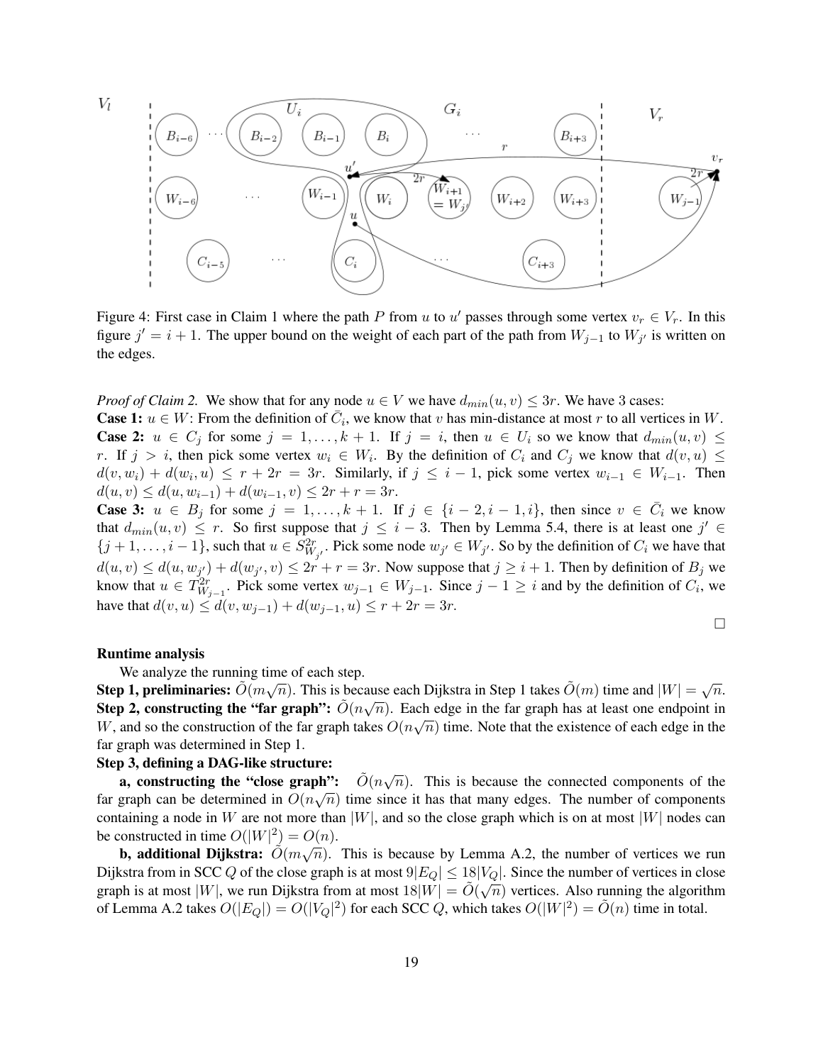Figure 4: First case in Claim 1 where the path $P$ from $u$ to $u'$ passes through some vertex $v_r \in V_r$. In this figure $j' = i + 1$. The upper bound on the weight of each part of the path from $W_{j-1}$ to $W_{j'}$ is written on the edges.

*Proof of Claim 2.* We show that for any node $u \in V$ we have $d_{min}(u, v) \le 3r$. We have 3 cases:

**Case 1:** $u \in W$: From the definition of $\bar{C}_i$, we know that $v$ has min-distance at most $r$ to all vertices in $W$.

**Case 2:** $u \in C_j$ for some $j = 1, \ldots, k+1$. If $j = i$, then $u \in U_i$ so we know that $d_{min}(u, v) \le r$. If $j > i$, then pick some vertex $w_i \in W_i$. By the definition of $C_i$ and $C_j$ we know that $d(v, u) \le d(v, w_i) + d(w_i, u) \le r + 2r = 3r$. Similarly, if $j \le i - 1$, pick some vertex $w_{i-1} \in W_{i-1}$. Then $d(u, v) \le d(u, w_{i-1}) + d(w_{i-1}, v) \le 2r + r = 3r$.

**Case 3:** $u \in B_j$ for some $j = 1, \ldots, k+1$. If $j \in \{i-2, i-1, i\}$, then since $v \in \bar{C}_i$ we know that $d_{min}(u, v) \le r$. So first suppose that $j \le i - 3$. Then by Lemma 5.4, there is at least one $j' \in \{j+1, \ldots, i-1\}$, such that $u \in S^{2r}_{W_{j'}}$. Pick some node $w_{j'} \in W_{j'}$. So by the definition of $C_i$ we have that $d(u, v) \le d(u, w_{j'}) + d(w_{j'}, v) \le 2r + r = 3r$. Now suppose that $j \ge i + 1$. Then by definition of $B_j$ we know that $u \in T^{2r}_{W_{j-1}}$. Pick some vertex $w_{j-1} \in W_{j-1}$. Since $j - 1 \ge i$ and by the definition of $C_i$, we have that $d(v, u) \le d(v, w_{j-1}) + d(w_{j-1}, u) \le r + 2r = 3r$.

□

**Runtime analysis**

We analyze the running time of each step.

**Step 1, preliminaries:** $\tilde{O}(m\sqrt{n})$. This is because each Dijkstra in Step 1 takes $\tilde{O}(m)$ time and $|W| = \sqrt{n}$.

**Step 2, constructing the "far graph":** $\tilde{O}(n\sqrt{n})$. Each edge in the far graph has at least one endpoint in $W$, and so the construction of the far graph takes $O(n\sqrt{n})$ time. Note that the existence of each edge in the far graph was determined in Step 1.

**Step 3, defining a DAG-like structure:**

**a, constructing the "close graph":** $\tilde{O}(n\sqrt{n})$. This is because the connected components of the far graph can be determined in $O(n\sqrt{n})$ time since it has that many edges. The number of components containing a node in $W$ are not more than $|W|$, and so the close graph which is on at most $|W|$ nodes can be constructed in time $O(|W|^2) = O(n)$.

**b, additional Dijkstra:** $\tilde{O}(m\sqrt{n})$. This is because by Lemma A.2, the number of vertices we run Dijkstra from in SCC $Q$ of the close graph is at most $9|E_Q| \le 18|V_Q|$. Since the number of vertices in close graph is at most $|W|$, we run Dijkstra from at most $18|W| = \tilde{O}(\sqrt{n})$ vertices. Also running the algorithm of Lemma A.2 takes $O(|E_Q|) = O(|V_Q|^2)$ for each SCC $Q$, which takes $O(|W|^2) = \tilde{O}(n)$ time in total.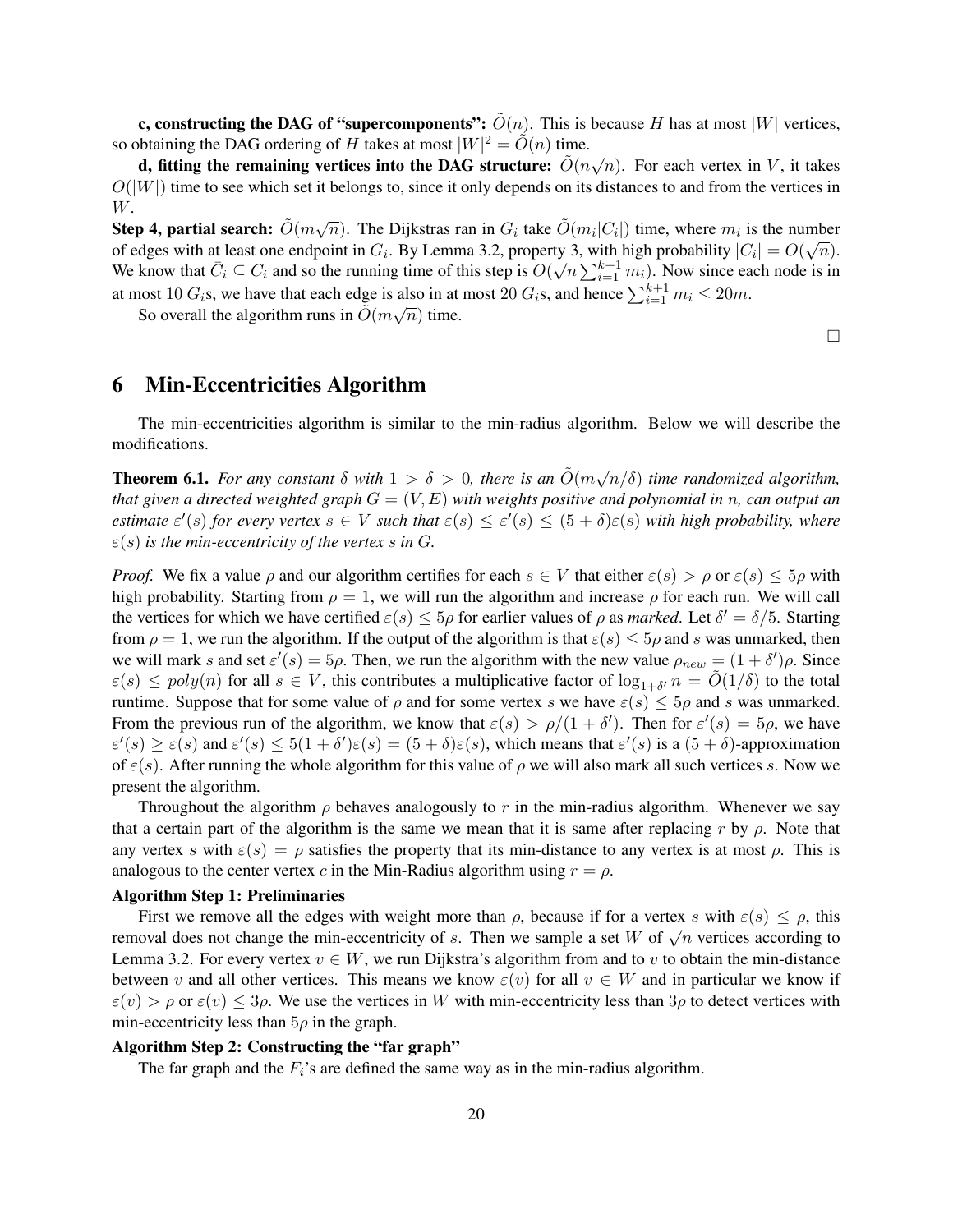**c, constructing the DAG of "supercomponents":** $\tilde{O}(n)$. This is because $H$ has at most $|W|$ vertices, so obtaining the DAG ordering of $H$ takes at most $|W|^2 = \tilde{O}(n)$ time.

**d, fitting the remaining vertices into the DAG structure:** $\tilde{O}(n\sqrt{n})$. For each vertex in $V$, it takes $O(|W|)$ time to see which set it belongs to, since it only depends on its distances to and from the vertices in $W$.

**Step 4, partial search:** $\tilde{O}(m\sqrt{n})$. The Dijkstras ran in $G_i$ take $\tilde{O}(m_i|C_i|)$ time, where $m_i$ is the number of edges with at least one endpoint in $G_i$. By Lemma 3.2, property 3, with high probability $|C_i| = O(\sqrt{n})$. We know that $\bar{C}_i \subseteq C_i$ and so the running time of this step is $O(\sqrt{n}\sum_{i=1}^{k+1} m_i)$. Now since each node is in at most $10$ $G_i$s, we have that each edge is also in at most $20$ $G_i$s, and hence $\sum_{i=1}^{k+1} m_i \leq 20m$.

So overall the algorithm runs in $\tilde{O}(m\sqrt{n})$ time.

□

# 6 Min-Eccentricities Algorithm

The min-eccentricities algorithm is similar to the min-radius algorithm. Below we will describe the modifications.

**Theorem 6.1.** *For any constant $\delta$ with $1 > \delta > 0$, there is an $\tilde{O}(m\sqrt{n}/\delta)$ time randomized algorithm, that given a directed weighted graph $G = (V, E)$ with weights positive and polynomial in $n$, can output an estimate $\varepsilon'(s)$ for every vertex $s \in V$ such that $\varepsilon(s) \leq \varepsilon'(s) \leq (5+\delta)\varepsilon(s)$ with high probability, where $\varepsilon(s)$ is the min-eccentricity of the vertex $s$ in $G$.*

*Proof.* We fix a value $\rho$ and our algorithm certifies for each $s \in V$ that either $\varepsilon(s) > \rho$ or $\varepsilon(s) \leq 5\rho$ with high probability. Starting from $\rho = 1$, we will run the algorithm and increase $\rho$ for each run. We will call the vertices for which we have certified $\varepsilon(s) \leq 5\rho$ for earlier values of $\rho$ as *marked*. Let $\delta' = \delta/5$. Starting from $\rho = 1$, we run the algorithm. If the output of the algorithm is that $\varepsilon(s) \leq 5\rho$ and $s$ was unmarked, then we will mark $s$ and set $\varepsilon'(s) = 5\rho$. Then, we run the algorithm with the new value $\rho_{new} = (1+\delta')\rho$. Since $\varepsilon(s) \leq poly(n)$ for all $s \in V$, this contributes a multiplicative factor of $\log_{1+\delta'} n = \tilde{O}(1/\delta)$ to the total runtime. Suppose that for some value of $\rho$ and for some vertex $s$ we have $\varepsilon(s) \leq 5\rho$ and $s$ was unmarked. From the previous run of the algorithm, we know that $\varepsilon(s) > \rho/(1+\delta')$. Then for $\varepsilon'(s) = 5\rho$, we have $\varepsilon'(s) \geq \varepsilon(s)$ and $\varepsilon'(s) \leq 5(1+\delta')\varepsilon(s) = (5+\delta)\varepsilon(s)$, which means that $\varepsilon'(s)$ is a $(5+\delta)$-approximation of $\varepsilon(s)$. After running the whole algorithm for this value of $\rho$ we will also mark all such vertices $s$. Now we present the algorithm.

Throughout the algorithm $\rho$ behaves analogously to $r$ in the min-radius algorithm. Whenever we say that a certain part of the algorithm is the same we mean that it is same after replacing $r$ by $\rho$. Note that any vertex $s$ with $\varepsilon(s) = \rho$ satisfies the property that its min-distance to any vertex is at most $\rho$. This is analogous to the center vertex $c$ in the Min-Radius algorithm using $r = \rho$.

**Algorithm Step 1: Preliminaries**

First we remove all the edges with weight more than $\rho$, because if for a vertex $s$ with $\varepsilon(s) \leq \rho$, this removal does not change the min-eccentricity of $s$. Then we sample a set $W$ of $\sqrt{n}$ vertices according to Lemma 3.2. For every vertex $v \in W$, we run Dijkstra's algorithm from and to $v$ to obtain the min-distance between $v$ and all other vertices. This means we know $\varepsilon(v)$ for all $v \in W$ and in particular we know if $\varepsilon(v) > \rho$ or $\varepsilon(v) \leq 3\rho$. We use the vertices in $W$ with min-eccentricity less than $3\rho$ to detect vertices with min-eccentricity less than $5\rho$ in the graph.

**Algorithm Step 2: Constructing the "far graph"**

The far graph and the $F_i$'s are defined the same way as in the min-radius algorithm.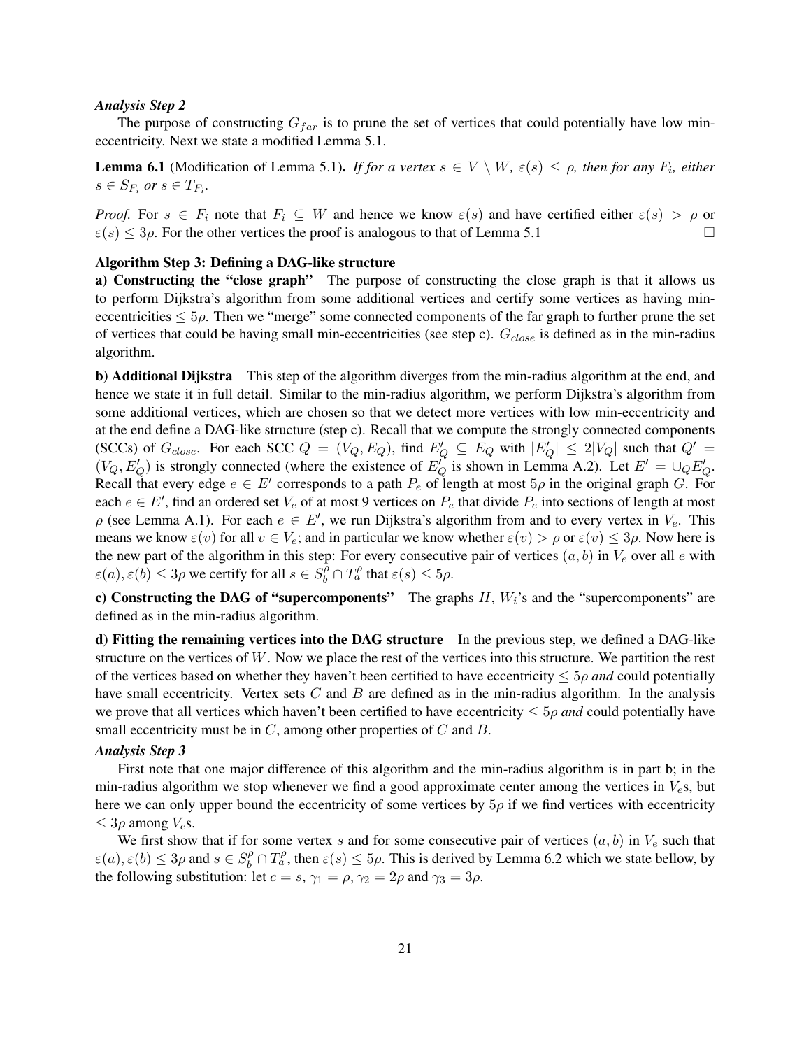***Analysis Step 2***

The purpose of constructing $G_{far}$ is to prune the set of vertices that could potentially have low min-eccentricity. Next we state a modified Lemma 5.1.

**Lemma 6.1** (Modification of Lemma 5.1). *If for a vertex $s \in V \setminus W$, $\varepsilon(s) \leq \rho$, then for any $F_i$, either $s \in S_{F_i}$ or $s \in T_{F_i}$.*

*Proof.* For $s \in F_i$ note that $F_i \subseteq W$ and hence we know $\varepsilon(s)$ and have certified either $\varepsilon(s) > \rho$ or $\varepsilon(s) \leq 3\rho$. For the other vertices the proof is analogous to that of Lemma 5.1 □

**Algorithm Step 3: Defining a DAG-like structure**

**a) Constructing the "close graph"** The purpose of constructing the close graph is that it allows us to perform Dijkstra's algorithm from some additional vertices and certify some vertices as having min-eccentricities $\leq 5\rho$. Then we "merge" some connected components of the far graph to further prune the set of vertices that could be having small min-eccentricities (see step c). $G_{close}$ is defined as in the min-radius algorithm.

**b) Additional Dijkstra** This step of the algorithm diverges from the min-radius algorithm at the end, and hence we state it in full detail. Similar to the min-radius algorithm, we perform Dijkstra's algorithm from some additional vertices, which are chosen so that we detect more vertices with low min-eccentricity and at the end define a DAG-like structure (step c). Recall that we compute the strongly connected components (SCCs) of $G_{close}$. For each SCC $Q = (V_Q, E_Q)$, find $E'_Q \subseteq E_Q$ with $|E'_Q| \leq 2|V_Q|$ such that $Q' = (V_Q, E'_Q)$ is strongly connected (where the existence of $E'_Q$ is shown in Lemma A.2). Let $E' = \cup_Q E'_Q$. Recall that every edge $e \in E'$ corresponds to a path $P_e$ of length at most $5\rho$ in the original graph $G$. For each $e \in E'$, find an ordered set $V_e$ of at most 9 vertices on $P_e$ that divide $P_e$ into sections of length at most $\rho$ (see Lemma A.1). For each $e \in E'$, we run Dijkstra's algorithm from and to every vertex in $V_e$. This means we know $\varepsilon(v)$ for all $v \in V_e$; and in particular we know whether $\varepsilon(v) > \rho$ or $\varepsilon(v) \leq 3\rho$. Now here is the new part of the algorithm in this step: For every consecutive pair of vertices $(a, b)$ in $V_e$ over all $e$ with $\varepsilon(a), \varepsilon(b) \leq 3\rho$ we certify for all $s \in S^\rho_b \cap T^\rho_a$ that $\varepsilon(s) \leq 5\rho$.

**c) Constructing the DAG of "supercomponents"** The graphs $H$, $W_i$'s and the "supercomponents" are defined as in the min-radius algorithm.

**d) Fitting the remaining vertices into the DAG structure** In the previous step, we defined a DAG-like structure on the vertices of $W$. Now we place the rest of the vertices into this structure. We partition the rest of the vertices based on whether they haven't been certified to have eccentricity $\leq 5\rho$ *and* could potentially have small eccentricity. Vertex sets $C$ and $B$ are defined as in the min-radius algorithm. In the analysis we prove that all vertices which haven't been certified to have eccentricity $\leq 5\rho$ *and* could potentially have small eccentricity must be in $C$, among other properties of $C$ and $B$.

***Analysis Step 3***

First note that one major difference of this algorithm and the min-radius algorithm is in part b; in the min-radius algorithm we stop whenever we find a good approximate center among the vertices in $V_e$s, but here we can only upper bound the eccentricity of some vertices by $5\rho$ if we find vertices with eccentricity $\leq 3\rho$ among $V_e$s.

We first show that if for some vertex $s$ and for some consecutive pair of vertices $(a, b)$ in $V_e$ such that $\varepsilon(a), \varepsilon(b) \leq 3\rho$ and $s \in S^\rho_b \cap T^\rho_a$, then $\varepsilon(s) \leq 5\rho$. This is derived by Lemma 6.2 which we state bellow, by the following substitution: let $c = s$, $\gamma_1 = \rho$, $\gamma_2 = 2\rho$ and $\gamma_3 = 3\rho$.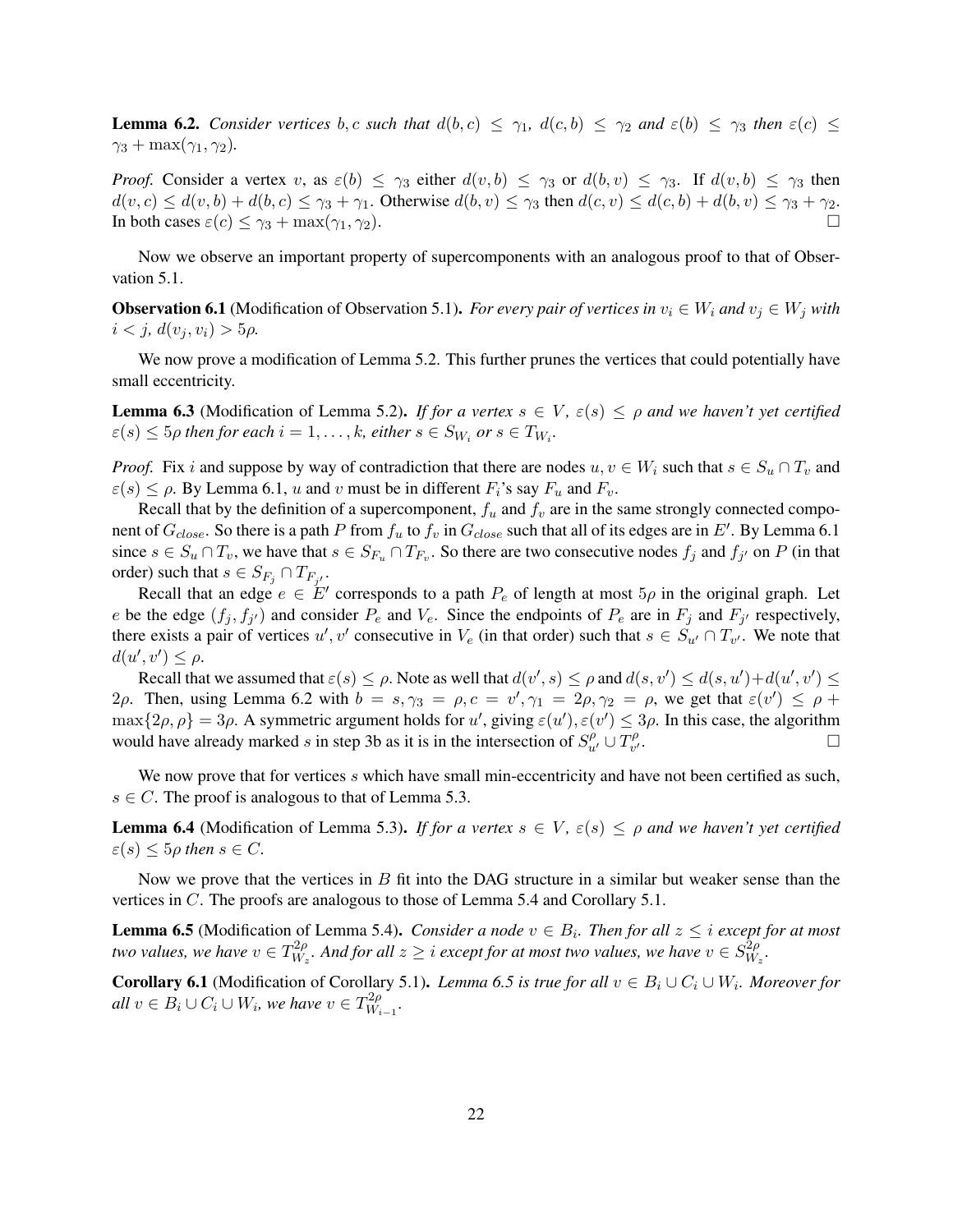**Lemma 6.2.** *Consider vertices $b, c$ such that $d(b,c) \leq \gamma_1$, $d(c,b) \leq \gamma_2$ and $\varepsilon(b) \leq \gamma_3$ then $\varepsilon(c) \leq \gamma_3 + \max(\gamma_1, \gamma_2)$.*

*Proof.* Consider a vertex $v$, as $\varepsilon(b) \leq \gamma_3$ either $d(v,b) \leq \gamma_3$ or $d(b,v) \leq \gamma_3$. If $d(v,b) \leq \gamma_3$ then $d(v,c) \leq d(v,b) + d(b,c) \leq \gamma_3 + \gamma_1$. Otherwise $d(b,v) \leq \gamma_3$ then $d(c,v) \leq d(c,b) + d(b,v) \leq \gamma_3 + \gamma_2$. In both cases $\varepsilon(c) \leq \gamma_3 + \max(\gamma_1, \gamma_2)$. □

Now we observe an important property of supercomponents with an analogous proof to that of Observation 5.1.

**Observation 6.1** (Modification of Observation 5.1)**.** *For every pair of vertices in $v_i \in W_i$ and $v_j \in W_j$ with $i < j$, $d(v_j, v_i) > 5\rho$.*

We now prove a modification of Lemma 5.2. This further prunes the vertices that could potentially have small eccentricity.

**Lemma 6.3** (Modification of Lemma 5.2)**.** *If for a vertex $s \in V$, $\varepsilon(s) \leq \rho$ and we haven't yet certified $\varepsilon(s) \leq 5\rho$ then for each $i = 1, \ldots, k$, either $s \in S_{W_i}$ or $s \in T_{W_i}$.*

*Proof.* Fix $i$ and suppose by way of contradiction that there are nodes $u, v \in W_i$ such that $s \in S_u \cap T_v$ and $\varepsilon(s) \leq \rho$. By Lemma 6.1, $u$ and $v$ must be in different $F_i$'s say $F_u$ and $F_v$.

Recall that by the definition of a supercomponent, $f_u$ and $f_v$ are in the same strongly connected component of $G_{close}$. So there is a path $P$ from $f_u$ to $f_v$ in $G_{close}$ such that all of its edges are in $E'$. By Lemma 6.1 since $s \in S_u \cap T_v$, we have that $s \in S_{F_u} \cap T_{F_v}$. So there are two consecutive nodes $f_j$ and $f_{j'}$ on $P$ (in that order) such that $s \in S_{F_j} \cap T_{F_{j'}}$.

Recall that an edge $e \in E'$ corresponds to a path $P_e$ of length at most $5\rho$ in the original graph. Let $e$ be the edge $(f_j, f_{j'})$ and consider $P_e$ and $V_e$. Since the endpoints of $P_e$ are in $F_j$ and $F_{j'}$ respectively, there exists a pair of vertices $u', v'$ consecutive in $V_e$ (in that order) such that $s \in S_{u'} \cap T_{v'}$. We note that $d(u', v') \leq \rho$.

Recall that we assumed that $\varepsilon(s) \leq \rho$. Note as well that $d(v', s) \leq \rho$ and $d(s, v') \leq d(s, u') + d(u', v') \leq 2\rho$. Then, using Lemma 6.2 with $b = s, \gamma_3 = \rho, c = v', \gamma_1 = 2\rho, \gamma_2 = \rho$, we get that $\varepsilon(v') \leq \rho + \max\{2\rho, \rho\} = 3\rho$. A symmetric argument holds for $u'$, giving $\varepsilon(u'), \varepsilon(v') \leq 3\rho$. In this case, the algorithm would have already marked $s$ in step 3b as it is in the intersection of $S^{\rho}_{u'} \cup T^{\rho}_{v'}$. □

We now prove that for vertices $s$ which have small min-eccentricity and have not been certified as such, $s \in C$. The proof is analogous to that of Lemma 5.3.

**Lemma 6.4** (Modification of Lemma 5.3)**.** *If for a vertex $s \in V$, $\varepsilon(s) \leq \rho$ and we haven't yet certified $\varepsilon(s) \leq 5\rho$ then $s \in C$.*

Now we prove that the vertices in $B$ fit into the DAG structure in a similar but weaker sense than the vertices in $C$. The proofs are analogous to those of Lemma 5.4 and Corollary 5.1.

**Lemma 6.5** (Modification of Lemma 5.4)**.** *Consider a node $v \in B_i$. Then for all $z \leq i$ except for at most two values, we have $v \in T^{2\rho}_{W_z}$. And for all $z \geq i$ except for at most two values, we have $v \in S^{2\rho}_{W_z}$.*

**Corollary 6.1** (Modification of Corollary 5.1)**.** *Lemma 6.5 is true for all $v \in B_i \cup C_i \cup W_i$. Moreover for all $v \in B_i \cup C_i \cup W_i$, we have $v \in T^{2\rho}_{W_{i-1}}$.*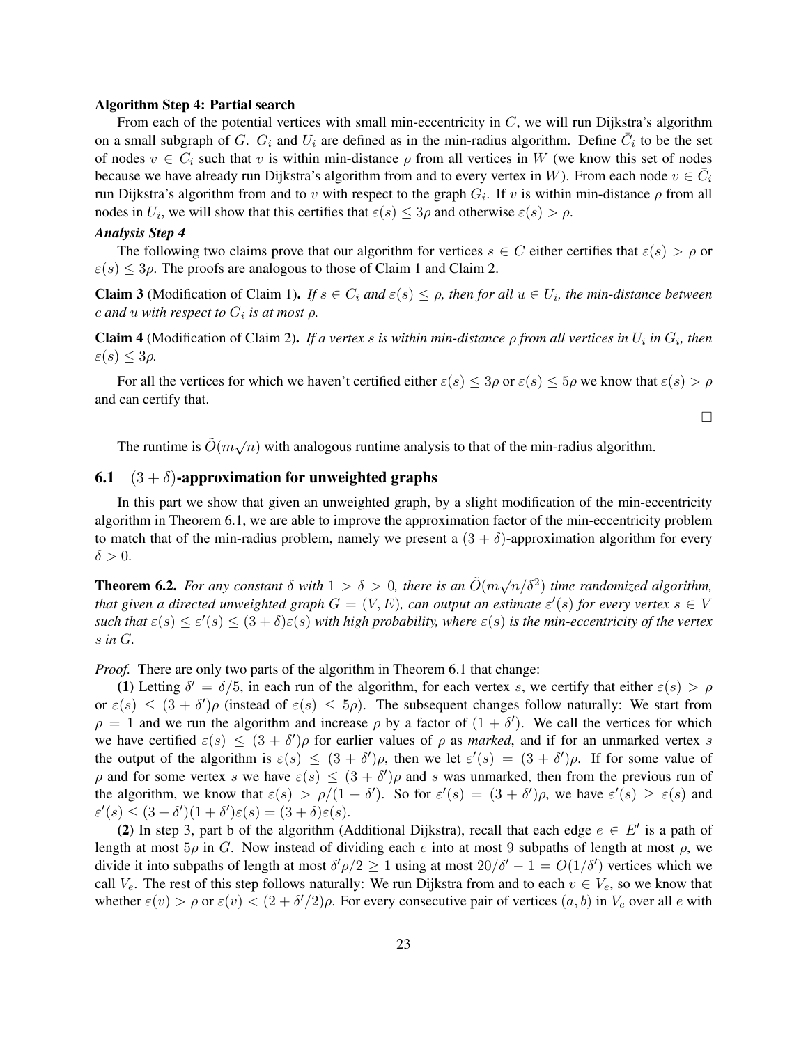**Algorithm Step 4: Partial search**

From each of the potential vertices with small min-eccentricity in $C$, we will run Dijkstra's algorithm on a small subgraph of $G$. $G_i$ and $U_i$ are defined as in the min-radius algorithm. Define $\bar{C}_i$ to be the set of nodes $v \in C_i$ such that $v$ is within min-distance $\rho$ from all vertices in $W$ (we know this set of nodes because we have already run Dijkstra's algorithm from and to every vertex in $W$). From each node $v \in \bar{C}_i$ run Dijkstra's algorithm from and to $v$ with respect to the graph $G_i$. If $v$ is within min-distance $\rho$ from all nodes in $U_i$, we will show that this certifies that $\varepsilon(s) \leq 3\rho$ and otherwise $\varepsilon(s) > \rho$.

***Analysis Step 4***

The following two claims prove that our algorithm for vertices $s \in C$ either certifies that $\varepsilon(s) > \rho$ or $\varepsilon(s) \leq 3\rho$. The proofs are analogous to those of Claim 1 and Claim 2.

**Claim 3** (Modification of Claim 1)**.** *If $s \in C_i$ and $\varepsilon(s) \leq \rho$, then for all $u \in U_i$, the min-distance between $c$ and $u$ with respect to $G_i$ is at most $\rho$.*

**Claim 4** (Modification of Claim 2)**.** *If a vertex $s$ is within min-distance $\rho$ from all vertices in $U_i$ in $G_i$, then $\varepsilon(s) \leq 3\rho$.*

For all the vertices for which we haven't certified either $\varepsilon(s) \leq 3\rho$ or $\varepsilon(s) \leq 5\rho$ we know that $\varepsilon(s) > \rho$ and can certify that.

□

The runtime is $\tilde{O}(m\sqrt{n})$ with analogous runtime analysis to that of the min-radius algorithm.

## 6.1 $(3 + \delta)$-approximation for unweighted graphs

In this part we show that given an unweighted graph, by a slight modification of the min-eccentricity algorithm in Theorem 6.1, we are able to improve the approximation factor of the min-eccentricity problem to match that of the min-radius problem, namely we present a $(3 + \delta)$-approximation algorithm for every $\delta > 0$.

**Theorem 6.2.** *For any constant $\delta$ with $1 > \delta > 0$, there is an $\tilde{O}(m\sqrt{n}/\delta^2)$ time randomized algorithm, that given a directed unweighted graph $G = (V, E)$, can output an estimate $\varepsilon'(s)$ for every vertex $s \in V$ such that $\varepsilon(s) \leq \varepsilon'(s) \leq (3 + \delta)\varepsilon(s)$ with high probability, where $\varepsilon(s)$ is the min-eccentricity of the vertex $s$ in $G$.*

*Proof.* There are only two parts of the algorithm in Theorem 6.1 that change:

**(1)** Letting $\delta' = \delta/5$, in each run of the algorithm, for each vertex $s$, we certify that either $\varepsilon(s) > \rho$ or $\varepsilon(s) \leq (3 + \delta')\rho$ (instead of $\varepsilon(s) \leq 5\rho$). The subsequent changes follow naturally: We start from $\rho = 1$ and we run the algorithm and increase $\rho$ by a factor of $(1 + \delta')$. We call the vertices for which we have certified $\varepsilon(s) \leq (3 + \delta')\rho$ for earlier values of $\rho$ as *marked*, and if for an unmarked vertex $s$ the output of the algorithm is $\varepsilon(s) \leq (3 + \delta')\rho$, then we let $\varepsilon'(s) = (3 + \delta')\rho$. If for some value of $\rho$ and for some vertex $s$ we have $\varepsilon(s) \leq (3 + \delta')\rho$ and $s$ was unmarked, then from the previous run of the algorithm, we know that $\varepsilon(s) > \rho/(1 + \delta')$. So for $\varepsilon'(s) = (3 + \delta')\rho$, we have $\varepsilon'(s) \geq \varepsilon(s)$ and $\varepsilon'(s) \leq (3 + \delta')(1 + \delta')\varepsilon(s) = (3 + \delta)\varepsilon(s)$.

**(2)** In step 3, part b of the algorithm (Additional Dijkstra), recall that each edge $e \in E'$ is a path of length at most $5\rho$ in $G$. Now instead of dividing each $e$ into at most 9 subpaths of length at most $\rho$, we divide it into subpaths of length at most $\delta'\rho/2 \geq 1$ using at most $20/\delta' - 1 = O(1/\delta')$ vertices which we call $V_e$. The rest of this step follows naturally: We run Dijkstra from and to each $v \in V_e$, so we know that whether $\varepsilon(v) > \rho$ or $\varepsilon(v) < (2 + \delta'/2)\rho$. For every consecutive pair of vertices $(a, b)$ in $V_e$ over all $e$ with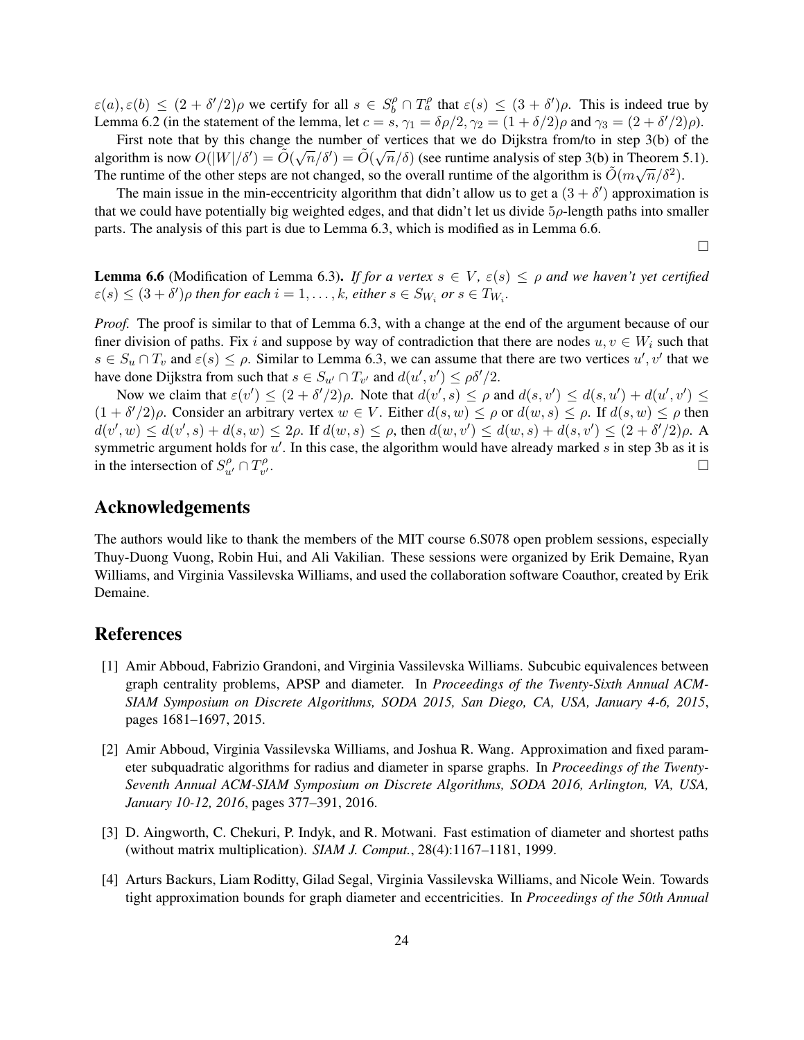$\varepsilon(a), \varepsilon(b) \leq (2 + \delta'/2)\rho$ we certify for all $s \in S_b^\rho \cap T_a^\rho$ that $\varepsilon(s) \leq (3 + \delta')\rho$. This is indeed true by Lemma 6.2 (in the statement of the lemma, let $c = s$, $\gamma_1 = \delta\rho/2$, $\gamma_2 = (1 + \delta/2)\rho$ and $\gamma_3 = (2 + \delta'/2)\rho$).

First note that by this change the number of vertices that we do Dijkstra from/to in step 3(b) of the algorithm is now $O(|W|/\delta') = \tilde{O}(\sqrt{n}/\delta') = \tilde{O}(\sqrt{n}/\delta)$ (see runtime analysis of step 3(b) in Theorem 5.1). The runtime of the other steps are not changed, so the overall runtime of the algorithm is $\tilde{O}(m\sqrt{n}/\delta^2)$.

The main issue in the min-eccentricity algorithm that didn't allow us to get a $(3 + \delta')$ approximation is that we could have potentially big weighted edges, and that didn't let us divide $5\rho$-length paths into smaller parts. The analysis of this part is due to Lemma 6.3, which is modified as in Lemma 6.6.

□

**Lemma 6.6** (Modification of Lemma 6.3). *If for a vertex $s \in V$, $\varepsilon(s) \leq \rho$ and we haven't yet certified $\varepsilon(s) \leq (3 + \delta')\rho$ then for each $i = 1, \ldots, k$, either $s \in S_{W_i}$ or $s \in T_{W_i}$.*

*Proof.* The proof is similar to that of Lemma 6.3, with a change at the end of the argument because of our finer division of paths. Fix $i$ and suppose by way of contradiction that there are nodes $u, v \in W_i$ such that $s \in S_u \cap T_v$ and $\varepsilon(s) \leq \rho$. Similar to Lemma 6.3, we can assume that there are two vertices $u', v'$ that we have done Dijkstra from such that $s \in S_{u'} \cap T_{v'}$ and $d(u', v') \leq \rho\delta'/2$.

Now we claim that $\varepsilon(v') \leq (2 + \delta'/2)\rho$. Note that $d(v', s) \leq \rho$ and $d(s, v') \leq d(s, u') + d(u', v') \leq (1 + \delta'/2)\rho$. Consider an arbitrary vertex $w \in V$. Either $d(s, w) \leq \rho$ or $d(w, s) \leq \rho$. If $d(s, w) \leq \rho$ then $d(v', w) \leq d(v', s) + d(s, w) \leq 2\rho$. If $d(w, s) \leq \rho$, then $d(w, v') \leq d(w, s) + d(s, v') \leq (2 + \delta'/2)\rho$. A symmetric argument holds for $u'$. In this case, the algorithm would have already marked $s$ in step 3b as it is in the intersection of $S_{u'}^\rho \cap T_{v'}^\rho$. □

## Acknowledgements

The authors would like to thank the members of the MIT course 6.S078 open problem sessions, especially Thuy-Duong Vuong, Robin Hui, and Ali Vakilian. These sessions were organized by Erik Demaine, Ryan Williams, and Virginia Vassilevska Williams, and used the collaboration software Coauthor, created by Erik Demaine.

## References

[1] Amir Abboud, Fabrizio Grandoni, and Virginia Vassilevska Williams. Subcubic equivalences between graph centrality problems, APSP and diameter. In *Proceedings of the Twenty-Sixth Annual ACM-SIAM Symposium on Discrete Algorithms, SODA 2015, San Diego, CA, USA, January 4-6, 2015*, pages 1681–1697, 2015.

[2] Amir Abboud, Virginia Vassilevska Williams, and Joshua R. Wang. Approximation and fixed parameter subquadratic algorithms for radius and diameter in sparse graphs. In *Proceedings of the Twenty-Seventh Annual ACM-SIAM Symposium on Discrete Algorithms, SODA 2016, Arlington, VA, USA, January 10-12, 2016*, pages 377–391, 2016.

[3] D. Aingworth, C. Chekuri, P. Indyk, and R. Motwani. Fast estimation of diameter and shortest paths (without matrix multiplication). *SIAM J. Comput.*, 28(4):1167–1181, 1999.

[4] Arturs Backurs, Liam Roditty, Gilad Segal, Virginia Vassilevska Williams, and Nicole Wein. Towards tight approximation bounds for graph diameter and eccentricities. In *Proceedings of the 50th Annual*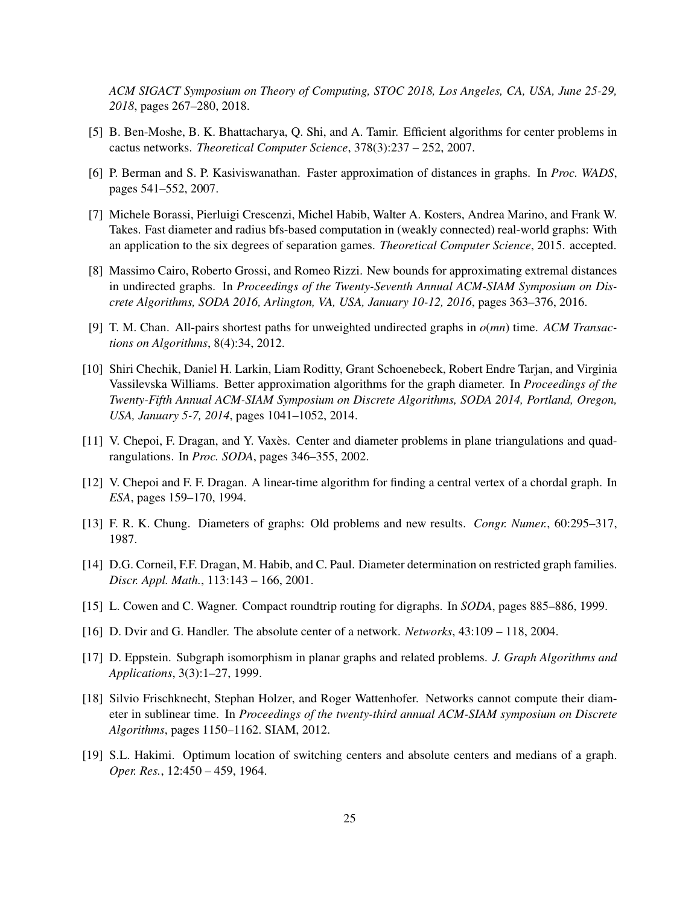*ACM SIGACT Symposium on Theory of Computing, STOC 2018, Los Angeles, CA, USA, June 25-29, 2018*, pages 267–280, 2018.

[5] B. Ben-Moshe, B. K. Bhattacharya, Q. Shi, and A. Tamir. Efficient algorithms for center problems in cactus networks. *Theoretical Computer Science*, 378(3):237 – 252, 2007.

[6] P. Berman and S. P. Kasiviswanathan. Faster approximation of distances in graphs. In *Proc. WADS*, pages 541–552, 2007.

[7] Michele Borassi, Pierluigi Crescenzi, Michel Habib, Walter A. Kosters, Andrea Marino, and Frank W. Takes. Fast diameter and radius bfs-based computation in (weakly connected) real-world graphs: With an application to the six degrees of separation games. *Theoretical Computer Science*, 2015. accepted.

[8] Massimo Cairo, Roberto Grossi, and Romeo Rizzi. New bounds for approximating extremal distances in undirected graphs. In *Proceedings of the Twenty-Seventh Annual ACM-SIAM Symposium on Discrete Algorithms, SODA 2016, Arlington, VA, USA, January 10-12, 2016*, pages 363–376, 2016.

[9] T. M. Chan. All-pairs shortest paths for unweighted undirected graphs in $o(mn)$ time. *ACM Transactions on Algorithms*, 8(4):34, 2012.

[10] Shiri Chechik, Daniel H. Larkin, Liam Roditty, Grant Schoenebeck, Robert Endre Tarjan, and Virginia Vassilevska Williams. Better approximation algorithms for the graph diameter. In *Proceedings of the Twenty-Fifth Annual ACM-SIAM Symposium on Discrete Algorithms, SODA 2014, Portland, Oregon, USA, January 5-7, 2014*, pages 1041–1052, 2014.

[11] V. Chepoi, F. Dragan, and Y. Vaxès. Center and diameter problems in plane triangulations and quadrangulations. In *Proc. SODA*, pages 346–355, 2002.

[12] V. Chepoi and F. F. Dragan. A linear-time algorithm for finding a central vertex of a chordal graph. In *ESA*, pages 159–170, 1994.

[13] F. R. K. Chung. Diameters of graphs: Old problems and new results. *Congr. Numer.*, 60:295–317, 1987.

[14] D.G. Corneil, F.F. Dragan, M. Habib, and C. Paul. Diameter determination on restricted graph families. *Discr. Appl. Math.*, 113:143 – 166, 2001.

[15] L. Cowen and C. Wagner. Compact roundtrip routing for digraphs. In *SODA*, pages 885–886, 1999.

[16] D. Dvir and G. Handler. The absolute center of a network. *Networks*, 43:109 – 118, 2004.

[17] D. Eppstein. Subgraph isomorphism in planar graphs and related problems. *J. Graph Algorithms and Applications*, 3(3):1–27, 1999.

[18] Silvio Frischknecht, Stephan Holzer, and Roger Wattenhofer. Networks cannot compute their diameter in sublinear time. In *Proceedings of the twenty-third annual ACM-SIAM symposium on Discrete Algorithms*, pages 1150–1162. SIAM, 2012.

[19] S.L. Hakimi. Optimum location of switching centers and absolute centers and medians of a graph. *Oper. Res.*, 12:450 – 459, 1964.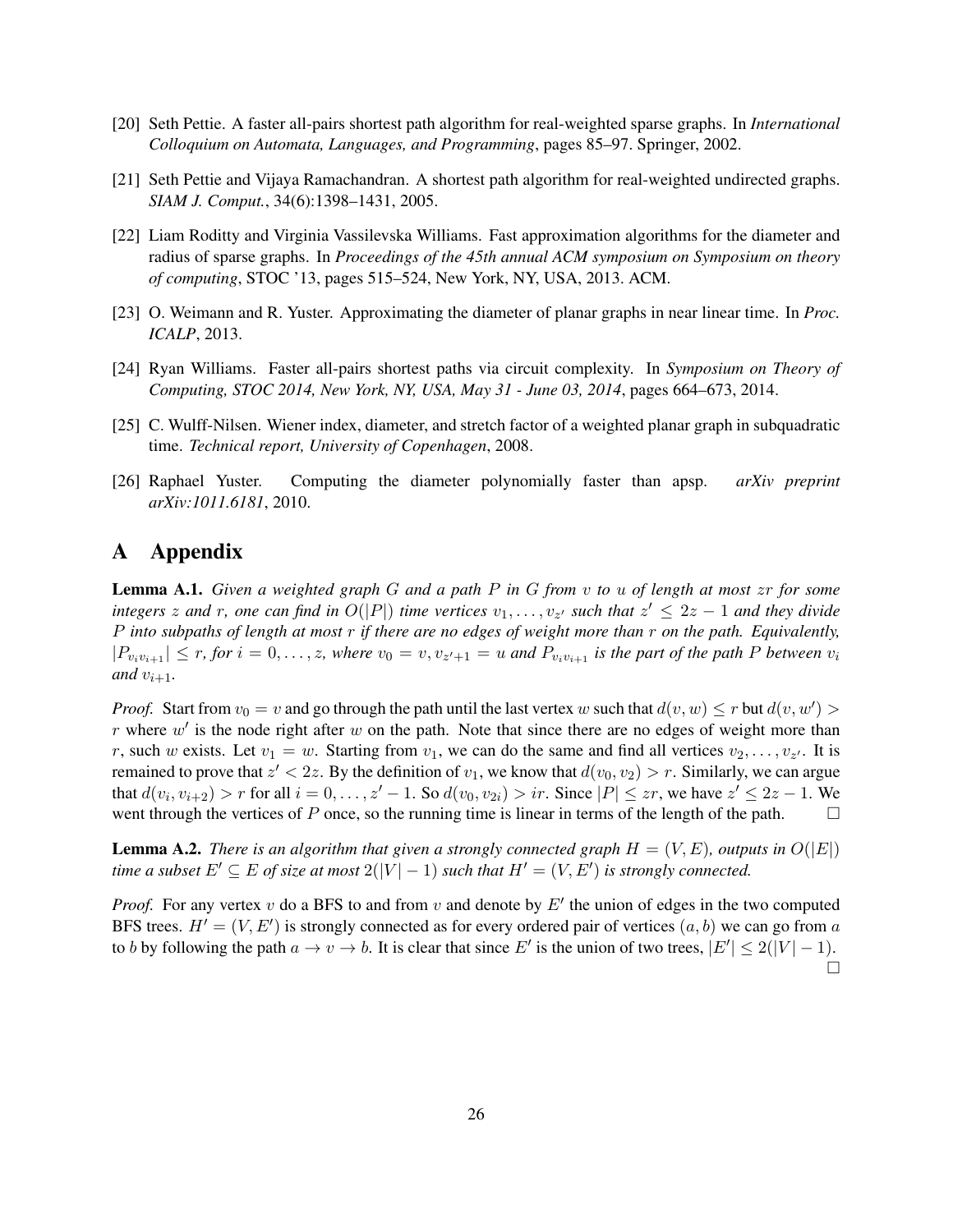[20] Seth Pettie. A faster all-pairs shortest path algorithm for real-weighted sparse graphs. In *International Colloquium on Automata, Languages, and Programming*, pages 85–97. Springer, 2002.

[21] Seth Pettie and Vijaya Ramachandran. A shortest path algorithm for real-weighted undirected graphs. *SIAM J. Comput.*, 34(6):1398–1431, 2005.

[22] Liam Roditty and Virginia Vassilevska Williams. Fast approximation algorithms for the diameter and radius of sparse graphs. In *Proceedings of the 45th annual ACM symposium on Symposium on theory of computing*, STOC '13, pages 515–524, New York, NY, USA, 2013. ACM.

[23] O. Weimann and R. Yuster. Approximating the diameter of planar graphs in near linear time. In *Proc. ICALP*, 2013.

[24] Ryan Williams. Faster all-pairs shortest paths via circuit complexity. In *Symposium on Theory of Computing, STOC 2014, New York, NY, USA, May 31 - June 03, 2014*, pages 664–673, 2014.

[25] C. Wulff-Nilsen. Wiener index, diameter, and stretch factor of a weighted planar graph in subquadratic time. *Technical report, University of Copenhagen*, 2008.

[26] Raphael Yuster. Computing the diameter polynomially faster than apsp. *arXiv preprint arXiv:1011.6181*, 2010.

# A Appendix

**Lemma A.1.** *Given a weighted graph $G$ and a path $P$ in $G$ from $v$ to $u$ of length at most $zr$ for some integers $z$ and $r$, one can find in $O(|P|)$ time vertices $v_1, \dots, v_{z'}$ such that $z' \leq 2z - 1$ and they divide $P$ into subpaths of length at most $r$ if there are no edges of weight more than $r$ on the path. Equivalently, $|P_{v_i v_{i+1}}| \leq r$, for $i = 0, \dots, z$, where $v_0 = v, v_{z'+1} = u$ and $P_{v_i v_{i+1}}$ is the part of the path $P$ between $v_i$ and $v_{i+1}$.*

*Proof.* Start from $v_0 = v$ and go through the path until the last vertex $w$ such that $d(v, w) \leq r$ but $d(v, w') > r$ where $w'$ is the node right after $w$ on the path. Note that since there are no edges of weight more than $r$, such $w$ exists. Let $v_1 = w$. Starting from $v_1$, we can do the same and find all vertices $v_2, \dots, v_{z'}$. It is remained to prove that $z' < 2z$. By the definition of $v_1$, we know that $d(v_0, v_2) > r$. Similarly, we can argue that $d(v_i, v_{i+2}) > r$ for all $i = 0, \dots, z' - 1$. So $d(v_0, v_{2i}) > ir$. Since $|P| \leq zr$, we have $z' \leq 2z - 1$. We went through the vertices of $P$ once, so the running time is linear in terms of the length of the path. □

**Lemma A.2.** *There is an algorithm that given a strongly connected graph $H = (V, E)$, outputs in $O(|E|)$ time a subset $E' \subseteq E$ of size at most $2(|V| - 1)$ such that $H' = (V, E')$ is strongly connected.*

*Proof.* For any vertex $v$ do a BFS to and from $v$ and denote by $E'$ the union of edges in the two computed BFS trees. $H' = (V, E')$ is strongly connected as for every ordered pair of vertices $(a, b)$ we can go from $a$ to $b$ by following the path $a \to v \to b$. It is clear that since $E'$ is the union of two trees, $|E'| \leq 2(|V| - 1)$. □